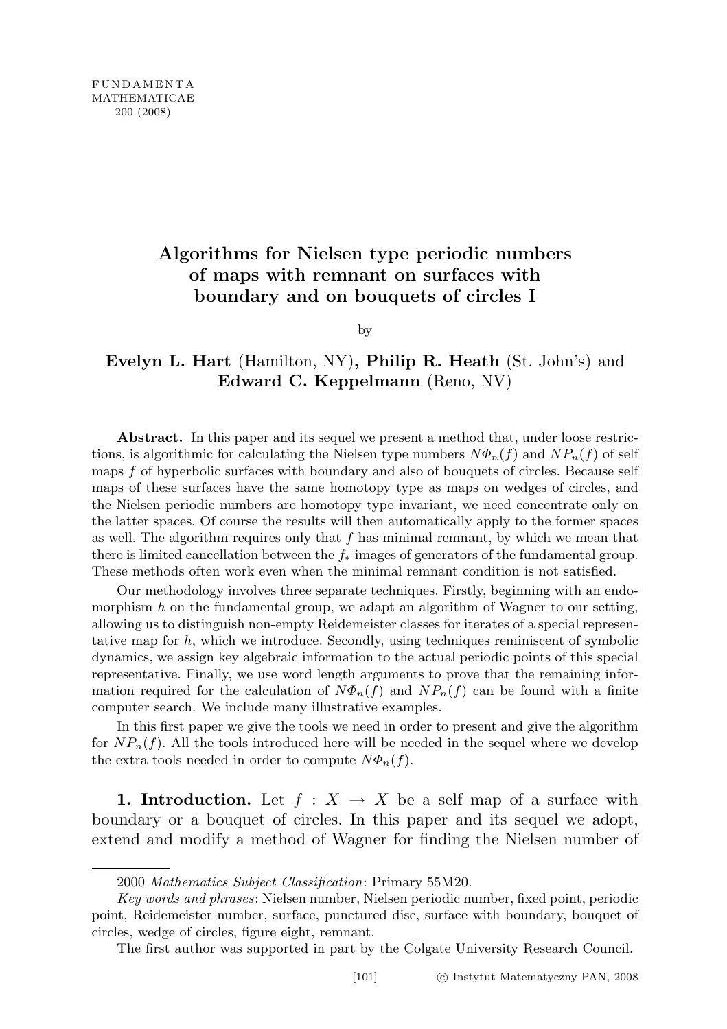# Algorithms for Nielsen type periodic numbers of maps with remnant on surfaces with boundary and on bouquets of circles I

by

**Evelyn L. Hart** (Hamilton, NY)**, Philip R. Heath** (St. John's) and **Edward C. Keppelmann** (Reno, NV)

**Abstract.** In this paper and its sequel we present a method that, under loose restrictions, is algorithmic for calculating the Nielsen type numbers $N\Phi_n(f)$ and $NP_n(f)$ of self maps $f$ of hyperbolic surfaces with boundary and also of bouquets of circles. Because self maps of these surfaces have the same homotopy type as maps on wedges of circles, and the Nielsen periodic numbers are homotopy type invariant, we need concentrate only on the latter spaces. Of course the results will then automatically apply to the former spaces as well. The algorithm requires only that $f$ has minimal remnant, by which we mean that there is limited cancellation between the $f_*$ images of generators of the fundamental group. These methods often work even when the minimal remnant condition is not satisfied.

Our methodology involves three separate techniques. Firstly, beginning with an endomorphism $h$ on the fundamental group, we adapt an algorithm of Wagner to our setting, allowing us to distinguish non-empty Reidemeister classes for iterates of a special representative map for $h$, which we introduce. Secondly, using techniques reminiscent of symbolic dynamics, we assign key algebraic information to the actual periodic points of this special representative. Finally, we use word length arguments to prove that the remaining information required for the calculation of $N\Phi_n(f)$ and $NP_n(f)$ can be found with a finite computer search. We include many illustrative examples.

In this first paper we give the tools we need in order to present and give the algorithm for $NP_n(f)$. All the tools introduced here will be needed in the sequel where we develop the extra tools needed in order to compute $N\Phi_n(f)$.

## 1. Introduction.

Let $f : X \to X$ be a self map of a surface with boundary or a bouquet of circles. In this paper and its sequel we adopt, extend and modify a method of Wagner for finding the Nielsen number of

2000 *Mathematics Subject Classification*: Primary 55M20.

*Key words and phrases*: Nielsen number, Nielsen periodic number, fixed point, periodic point, Reidemeister number, surface, punctured disc, surface with boundary, bouquet of circles, wedge of circles, figure eight, remnant.

The first author was supported in part by the Colgate University Research Council.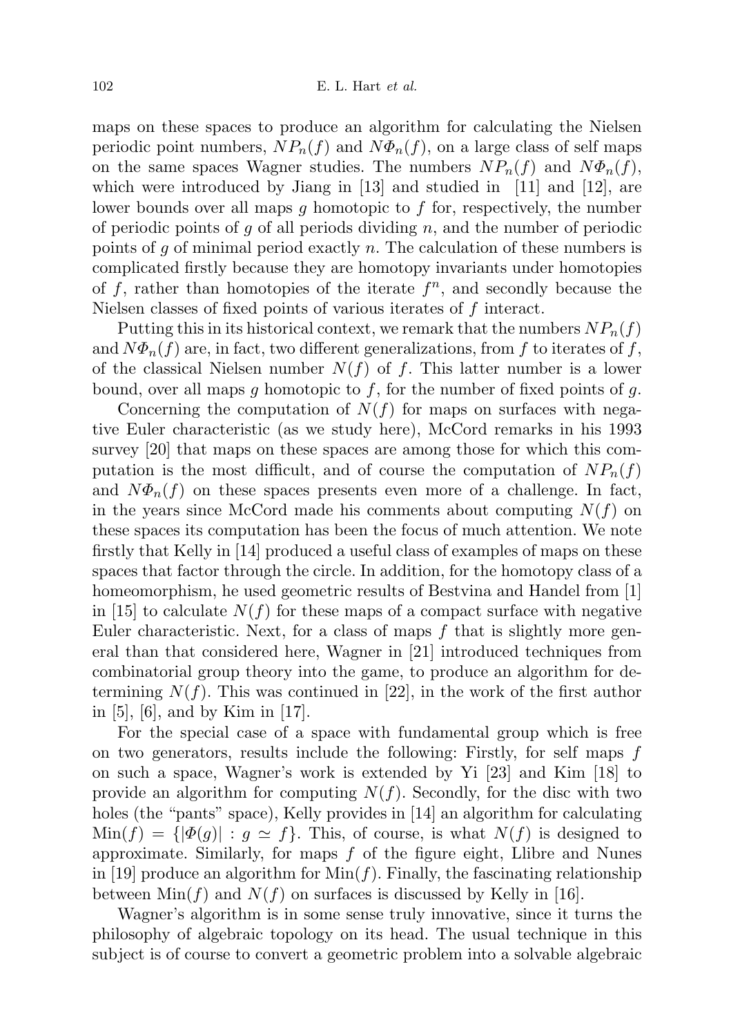maps on these spaces to produce an algorithm for calculating the Nielsen periodic point numbers, $NP_n(f)$ and $N\Phi_n(f)$, on a large class of self maps on the same spaces Wagner studies. The numbers $NP_n(f)$ and $N\Phi_n(f)$, which were introduced by Jiang in [13] and studied in [11] and [12], are lower bounds over all maps $g$ homotopic to $f$ for, respectively, the number of periodic points of $g$ of all periods dividing $n$, and the number of periodic points of $g$ of minimal period exactly $n$. The calculation of these numbers is complicated firstly because they are homotopy invariants under homotopies of $f$, rather than homotopies of the iterate $f^n$, and secondly because the Nielsen classes of fixed points of various iterates of $f$ interact.

Putting this in its historical context, we remark that the numbers $NP_n(f)$ and $N\Phi_n(f)$ are, in fact, two different generalizations, from $f$ to iterates of $f$, of the classical Nielsen number $N(f)$ of $f$. This latter number is a lower bound, over all maps $g$ homotopic to $f$, for the number of fixed points of $g$.

Concerning the computation of $N(f)$ for maps on surfaces with negative Euler characteristic (as we study here), McCord remarks in his 1993 survey [20] that maps on these spaces are among those for which this computation is the most difficult, and of course the computation of $NP_n(f)$ and $N\Phi_n(f)$ on these spaces presents even more of a challenge. In fact, in the years since McCord made his comments about computing $N(f)$ on these spaces its computation has been the focus of much attention. We note firstly that Kelly in [14] produced a useful class of examples of maps on these spaces that factor through the circle. In addition, for the homotopy class of a homeomorphism, he used geometric results of Bestvina and Handel from [1] in [15] to calculate $N(f)$ for these maps of a compact surface with negative Euler characteristic. Next, for a class of maps $f$ that is slightly more general than that considered here, Wagner in [21] introduced techniques from combinatorial group theory into the game, to produce an algorithm for determining $N(f)$. This was continued in [22], in the work of the first author in [5], [6], and by Kim in [17].

For the special case of a space with fundamental group which is free on two generators, results include the following: Firstly, for self maps $f$ on such a space, Wagner's work is extended by Yi [23] and Kim [18] to provide an algorithm for computing $N(f)$. Secondly, for the disc with two holes (the "pants" space), Kelly provides in [14] an algorithm for calculating $\mathrm{Min}(f) = \{|\Phi(g)| : g \simeq f\}$. This, of course, is what $N(f)$ is designed to approximate. Similarly, for maps $f$ of the figure eight, Llibre and Nunes in [19] produce an algorithm for $\mathrm{Min}(f)$. Finally, the fascinating relationship between $\mathrm{Min}(f)$ and $N(f)$ on surfaces is discussed by Kelly in [16].

Wagner's algorithm is in some sense truly innovative, since it turns the philosophy of algebraic topology on its head. The usual technique in this subject is of course to convert a geometric problem into a solvable algebraic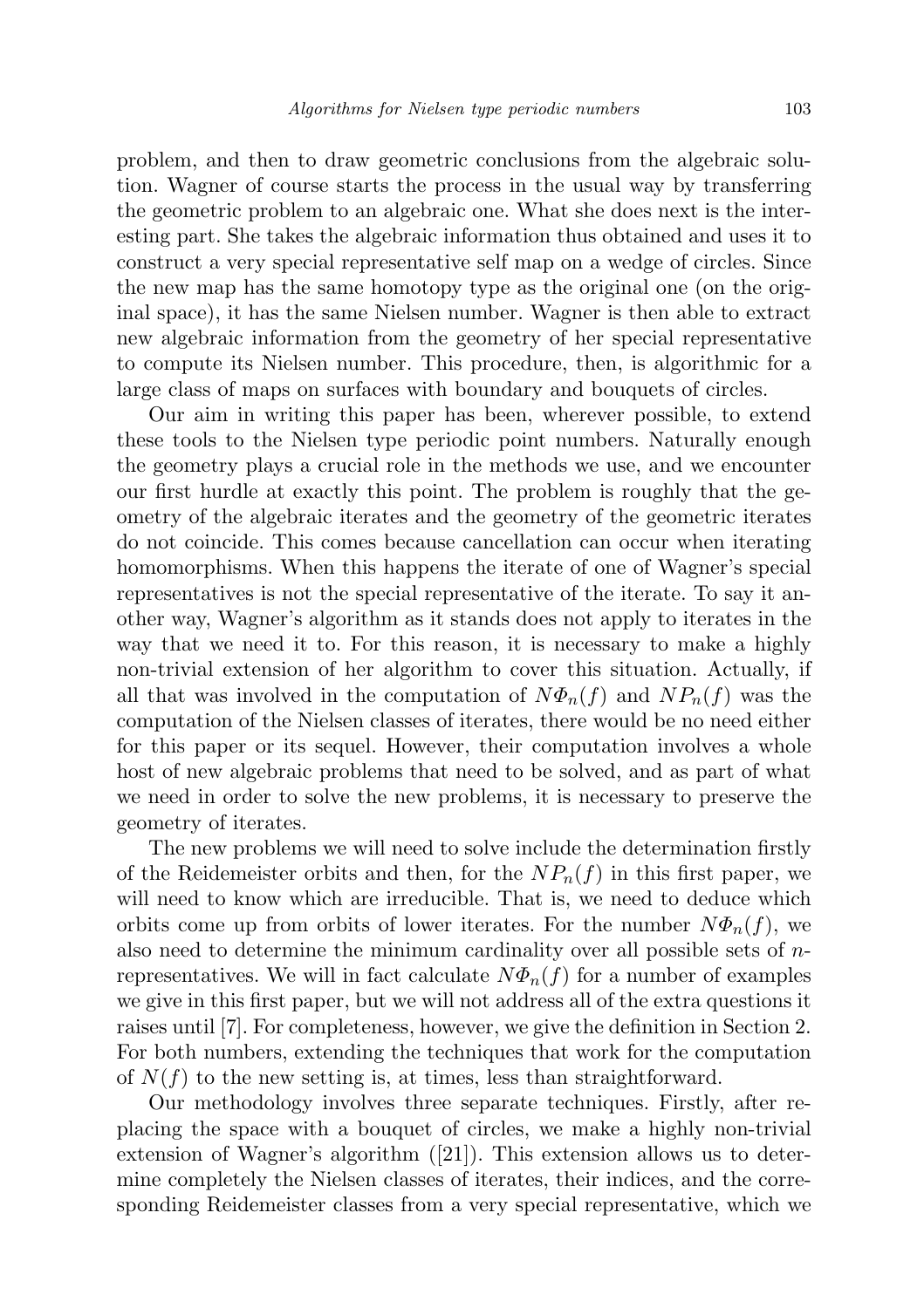problem, and then to draw geometric conclusions from the algebraic solution. Wagner of course starts the process in the usual way by transferring the geometric problem to an algebraic one. What she does next is the interesting part. She takes the algebraic information thus obtained and uses it to construct a very special representative self map on a wedge of circles. Since the new map has the same homotopy type as the original one (on the original space), it has the same Nielsen number. Wagner is then able to extract new algebraic information from the geometry of her special representative to compute its Nielsen number. This procedure, then, is algorithmic for a large class of maps on surfaces with boundary and bouquets of circles.

Our aim in writing this paper has been, wherever possible, to extend these tools to the Nielsen type periodic point numbers. Naturally enough the geometry plays a crucial role in the methods we use, and we encounter our first hurdle at exactly this point. The problem is roughly that the geometry of the algebraic iterates and the geometry of the geometric iterates do not coincide. This comes because cancellation can occur when iterating homomorphisms. When this happens the iterate of one of Wagner's special representatives is not the special representative of the iterate. To say it another way, Wagner's algorithm as it stands does not apply to iterates in the way that we need it to. For this reason, it is necessary to make a highly non-trivial extension of her algorithm to cover this situation. Actually, if all that was involved in the computation of $N\Phi_n(f)$ and $NP_n(f)$ was the computation of the Nielsen classes of iterates, there would be no need either for this paper or its sequel. However, their computation involves a whole host of new algebraic problems that need to be solved, and as part of what we need in order to solve the new problems, it is necessary to preserve the geometry of iterates.

The new problems we will need to solve include the determination firstly of the Reidemeister orbits and then, for the $NP_n(f)$ in this first paper, we will need to know which are irreducible. That is, we need to deduce which orbits come up from orbits of lower iterates. For the number $N\Phi_n(f)$, we also need to determine the minimum cardinality over all possible sets of $n$-representatives. We will in fact calculate $N\Phi_n(f)$ for a number of examples we give in this first paper, but we will not address all of the extra questions it raises until [7]. For completeness, however, we give the definition in Section 2. For both numbers, extending the techniques that work for the computation of $N(f)$ to the new setting is, at times, less than straightforward.

Our methodology involves three separate techniques. Firstly, after replacing the space with a bouquet of circles, we make a highly non-trivial extension of Wagner's algorithm ([21]). This extension allows us to determine completely the Nielsen classes of iterates, their indices, and the corresponding Reidemeister classes from a very special representative, which we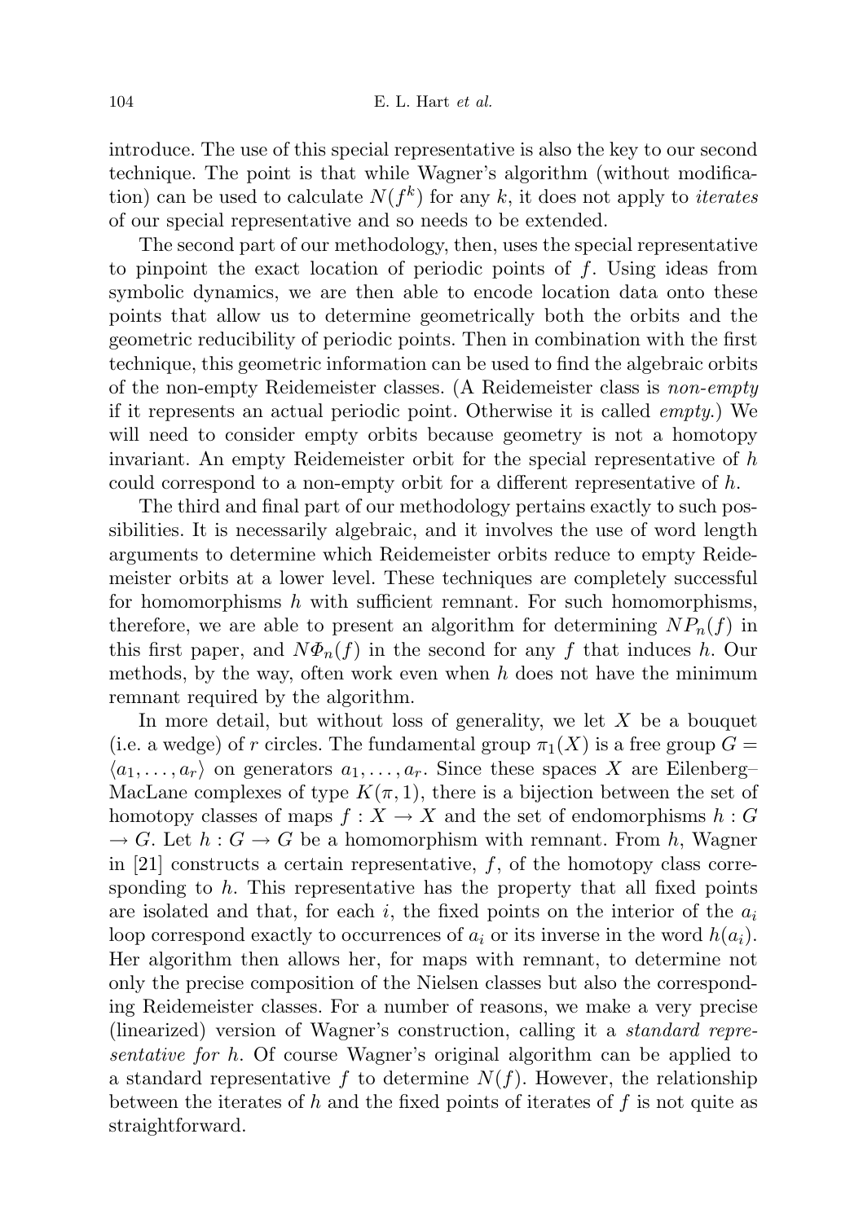introduce. The use of this special representative is also the key to our second technique. The point is that while Wagner's algorithm (without modification) can be used to calculate $N(f^k)$ for any $k$, it does not apply to *iterates* of our special representative and so needs to be extended.

The second part of our methodology, then, uses the special representative to pinpoint the exact location of periodic points of $f$. Using ideas from symbolic dynamics, we are then able to encode location data onto these points that allow us to determine geometrically both the orbits and the geometric reducibility of periodic points. Then in combination with the first technique, this geometric information can be used to find the algebraic orbits of the non-empty Reidemeister classes. (A Reidemeister class is *non-empty* if it represents an actual periodic point. Otherwise it is called *empty*.) We will need to consider empty orbits because geometry is not a homotopy invariant. An empty Reidemeister orbit for the special representative of $h$ could correspond to a non-empty orbit for a different representative of $h$.

The third and final part of our methodology pertains exactly to such possibilities. It is necessarily algebraic, and it involves the use of word length arguments to determine which Reidemeister orbits reduce to empty Reidemeister orbits at a lower level. These techniques are completely successful for homomorphisms $h$ with sufficient remnant. For such homomorphisms, therefore, we are able to present an algorithm for determining $NP_n(f)$ in this first paper, and $N\Phi_n(f)$ in the second for any $f$ that induces $h$. Our methods, by the way, often work even when $h$ does not have the minimum remnant required by the algorithm.

In more detail, but without loss of generality, we let $X$ be a bouquet (i.e. a wedge) of $r$ circles. The fundamental group $\pi_1(X)$ is a free group $G = \langle a_1, \ldots, a_r \rangle$ on generators $a_1, \ldots, a_r$. Since these spaces $X$ are Eilenberg–MacLane complexes of type $K(\pi, 1)$, there is a bijection between the set of homotopy classes of maps $f : X \to X$ and the set of endomorphisms $h : G \to G$. Let $h : G \to G$ be a homomorphism with remnant. From $h$, Wagner in [21] constructs a certain representative, $f$, of the homotopy class corresponding to $h$. This representative has the property that all fixed points are isolated and that, for each $i$, the fixed points on the interior of the $a_i$ loop correspond exactly to occurrences of $a_i$ or its inverse in the word $h(a_i)$. Her algorithm then allows her, for maps with remnant, to determine not only the precise composition of the Nielsen classes but also the corresponding Reidemeister classes. For a number of reasons, we make a very precise (linearized) version of Wagner's construction, calling it a *standard representative for h*. Of course Wagner's original algorithm can be applied to a standard representative $f$ to determine $N(f)$. However, the relationship between the iterates of $h$ and the fixed points of iterates of $f$ is not quite as straightforward.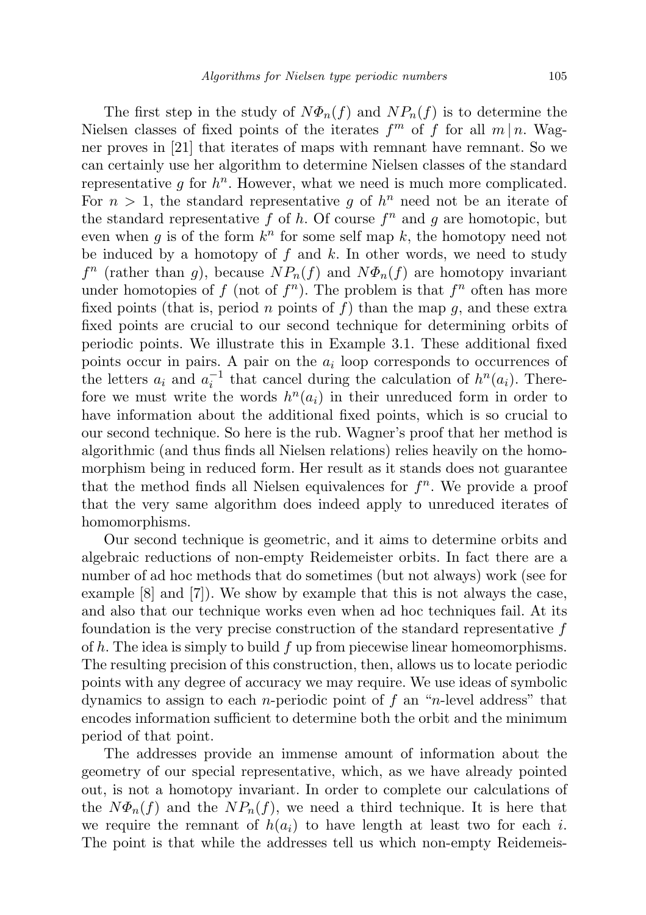The first step in the study of $N\Phi_n(f)$ and $NP_n(f)$ is to determine the Nielsen classes of fixed points of the iterates $f^m$ of $f$ for all $m \mid n$. Wagner proves in [21] that iterates of maps with remnant have remnant. So we can certainly use her algorithm to determine Nielsen classes of the standard representative $g$ for $h^n$. However, what we need is much more complicated. For $n > 1$, the standard representative $g$ of $h^n$ need not be an iterate of the standard representative $f$ of $h$. Of course $f^n$ and $g$ are homotopic, but even when $g$ is of the form $k^n$ for some self map $k$, the homotopy need not be induced by a homotopy of $f$ and $k$. In other words, we need to study $f^n$ (rather than $g$), because $NP_n(f)$ and $N\Phi_n(f)$ are homotopy invariant under homotopies of $f$ (not of $f^n$). The problem is that $f^n$ often has more fixed points (that is, period $n$ points of $f$) than the map $g$, and these extra fixed points are crucial to our second technique for determining orbits of periodic points. We illustrate this in Example 3.1. These additional fixed points occur in pairs. A pair on the $a_i$ loop corresponds to occurrences of the letters $a_i$ and $a_i^{-1}$ that cancel during the calculation of $h^n(a_i)$. Therefore we must write the words $h^n(a_i)$ in their unreduced form in order to have information about the additional fixed points, which is so crucial to our second technique. So here is the rub. Wagner's proof that her method is algorithmic (and thus finds all Nielsen relations) relies heavily on the homomorphism being in reduced form. Her result as it stands does not guarantee that the method finds all Nielsen equivalences for $f^n$. We provide a proof that the very same algorithm does indeed apply to unreduced iterates of homomorphisms.

Our second technique is geometric, and it aims to determine orbits and algebraic reductions of non-empty Reidemeister orbits. In fact there are a number of ad hoc methods that do sometimes (but not always) work (see for example [8] and [7]). We show by example that this is not always the case, and also that our technique works even when ad hoc techniques fail. At its foundation is the very precise construction of the standard representative $f$ of $h$. The idea is simply to build $f$ up from piecewise linear homeomorphisms. The resulting precision of this construction, then, allows us to locate periodic points with any degree of accuracy we may require. We use ideas of symbolic dynamics to assign to each $n$-periodic point of $f$ an "$n$-level address" that encodes information sufficient to determine both the orbit and the minimum period of that point.

The addresses provide an immense amount of information about the geometry of our special representative, which, as we have already pointed out, is not a homotopy invariant. In order to complete our calculations of the $N\Phi_n(f)$ and the $NP_n(f)$, we need a third technique. It is here that we require the remnant of $h(a_i)$ to have length at least two for each $i$. The point is that while the addresses tell us which non-empty Reidemeis-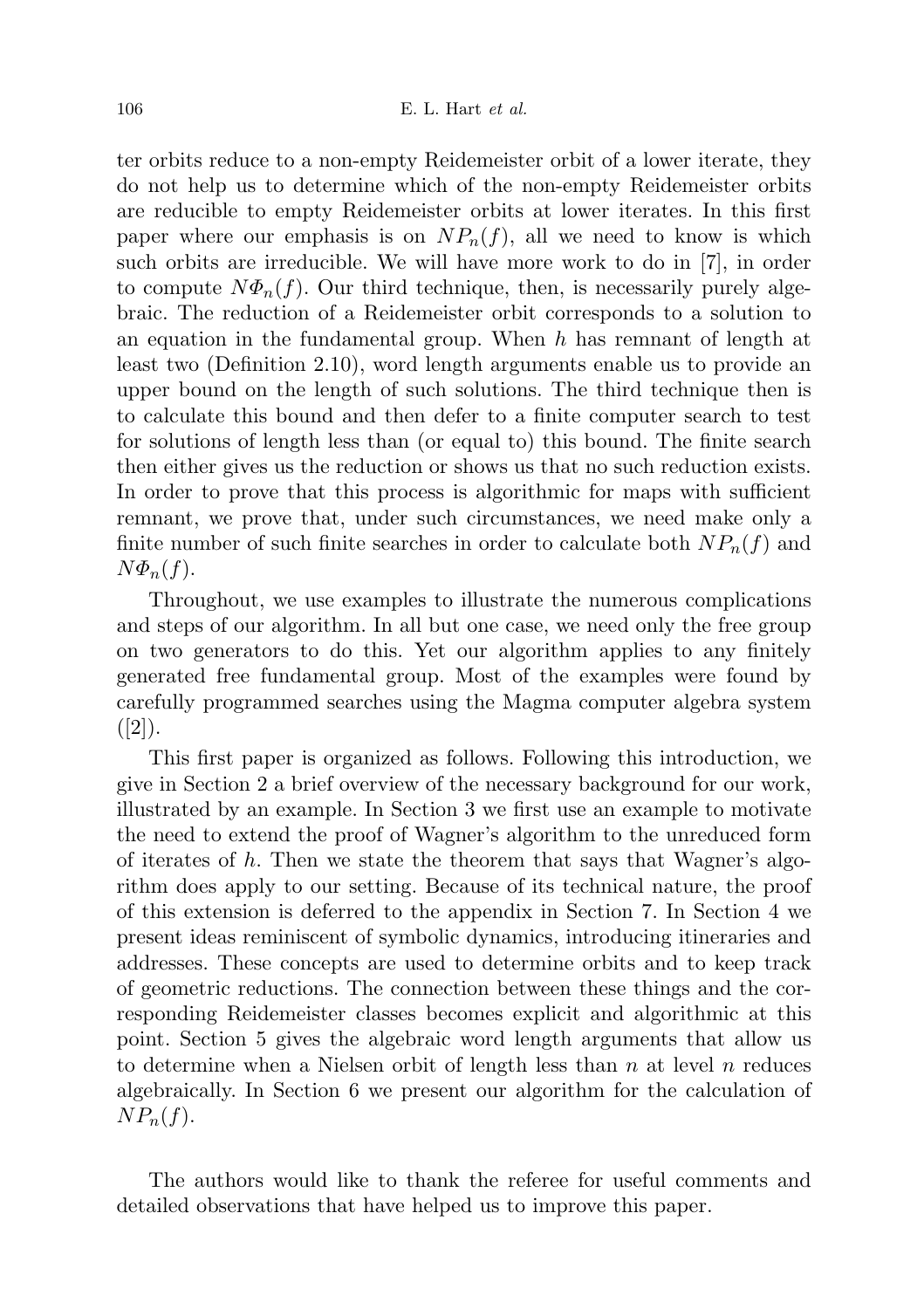ter orbits reduce to a non-empty Reidemeister orbit of a lower iterate, they do not help us to determine which of the non-empty Reidemeister orbits are reducible to empty Reidemeister orbits at lower iterates. In this first paper where our emphasis is on $NP_n(f)$, all we need to know is which such orbits are irreducible. We will have more work to do in [7], in order to compute $N\Phi_n(f)$. Our third technique, then, is necessarily purely algebraic. The reduction of a Reidemeister orbit corresponds to a solution to an equation in the fundamental group. When $h$ has remnant of length at least two (Definition 2.10), word length arguments enable us to provide an upper bound on the length of such solutions. The third technique then is to calculate this bound and then defer to a finite computer search to test for solutions of length less than (or equal to) this bound. The finite search then either gives us the reduction or shows us that no such reduction exists. In order to prove that this process is algorithmic for maps with sufficient remnant, we prove that, under such circumstances, we need make only a finite number of such finite searches in order to calculate both $NP_n(f)$ and $N\Phi_n(f)$.

Throughout, we use examples to illustrate the numerous complications and steps of our algorithm. In all but one case, we need only the free group on two generators to do this. Yet our algorithm applies to any finitely generated free fundamental group. Most of the examples were found by carefully programmed searches using the Magma computer algebra system ([2]).

This first paper is organized as follows. Following this introduction, we give in Section 2 a brief overview of the necessary background for our work, illustrated by an example. In Section 3 we first use an example to motivate the need to extend the proof of Wagner's algorithm to the unreduced form of iterates of $h$. Then we state the theorem that says that Wagner's algorithm does apply to our setting. Because of its technical nature, the proof of this extension is deferred to the appendix in Section 7. In Section 4 we present ideas reminiscent of symbolic dynamics, introducing itineraries and addresses. These concepts are used to determine orbits and to keep track of geometric reductions. The connection between these things and the corresponding Reidemeister classes becomes explicit and algorithmic at this point. Section 5 gives the algebraic word length arguments that allow us to determine when a Nielsen orbit of length less than $n$ at level $n$ reduces algebraically. In Section 6 we present our algorithm for the calculation of $NP_n(f)$.

The authors would like to thank the referee for useful comments and detailed observations that have helped us to improve this paper.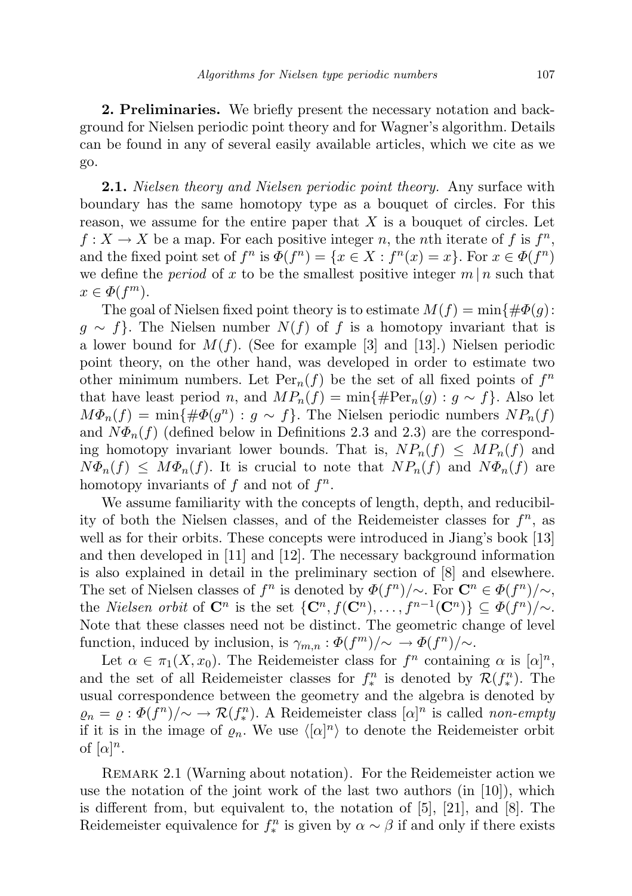**2. Preliminaries.** We briefly present the necessary notation and background for Nielsen periodic point theory and for Wagner's algorithm. Details can be found in any of several easily available articles, which we cite as we go.

**2.1.** *Nielsen theory and Nielsen periodic point theory.* Any surface with boundary has the same homotopy type as a bouquet of circles. For this reason, we assume for the entire paper that $X$ is a bouquet of circles. Let $f : X \to X$ be a map. For each positive integer $n$, the $n$th iterate of $f$ is $f^n$, and the fixed point set of $f^n$ is $\Phi(f^n) = \{x \in X : f^n(x) = x\}$. For $x \in \Phi(f^n)$ we define the *period* of $x$ to be the smallest positive integer $m \mid n$ such that $x \in \Phi(f^m)$.

The goal of Nielsen fixed point theory is to estimate $M(f) = \min\{\#\Phi(g) : g \sim f\}$. The Nielsen number $N(f)$ of $f$ is a homotopy invariant that is a lower bound for $M(f)$. (See for example [3] and [13].) Nielsen periodic point theory, on the other hand, was developed in order to estimate two other minimum numbers. Let $\mathrm{Per}_n(f)$ be the set of all fixed points of $f^n$ that have least period $n$, and $MP_n(f) = \min\{\#\mathrm{Per}_n(g) : g \sim f\}$. Also let $M\Phi_n(f) = \min\{\#\Phi(g^n) : g \sim f\}$. The Nielsen periodic numbers $NP_n(f)$ and $N\Phi_n(f)$ (defined below in Definitions 2.3 and 2.3) are the corresponding homotopy invariant lower bounds. That is, $NP_n(f) \leq MP_n(f)$ and $N\Phi_n(f) \leq M\Phi_n(f)$. It is crucial to note that $NP_n(f)$ and $N\Phi_n(f)$ are homotopy invariants of $f$ and not of $f^n$.

We assume familiarity with the concepts of length, depth, and reducibility of both the Nielsen classes, and of the Reidemeister classes for $f^n$, as well as for their orbits. These concepts were introduced in Jiang's book [13] and then developed in [11] and [12]. The necessary background information is also explained in detail in the preliminary section of [8] and elsewhere. The set of Nielsen classes of $f^n$ is denoted by $\Phi(f^n)/\sim$. For $\mathbf{C}^n \in \Phi(f^n)/\sim$, the *Nielsen orbit* of $\mathbf{C}^n$ is the set $\{\mathbf{C}^n, f(\mathbf{C}^n), \ldots, f^{n-1}(\mathbf{C}^n)\} \subseteq \Phi(f^n)/\sim$. Note that these classes need not be distinct. The geometric change of level function, induced by inclusion, is $\gamma_{m,n} : \Phi(f^m)/\sim \to \Phi(f^n)/\sim$.

Let $\alpha \in \pi_1(X, x_0)$. The Reidemeister class for $f^n$ containing $\alpha$ is $[\alpha]^n$, and the set of all Reidemeister classes for $f_*^n$ is denoted by $\mathcal{R}(f_*^n)$. The usual correspondence between the geometry and the algebra is denoted by $\varrho_n = \varrho : \Phi(f^n)/\sim \to \mathcal{R}(f_*^n)$. A Reidemeister class $[\alpha]^n$ is called *non-empty* if it is in the image of $\varrho_n$. We use $\langle [\alpha]^n \rangle$ to denote the Reidemeister orbit of $[\alpha]^n$.

Remark 2.1 (Warning about notation). For the Reidemeister action we use the notation of the joint work of the last two authors (in [10]), which is different from, but equivalent to, the notation of [5], [21], and [8]. The Reidemeister equivalence for $f_*^n$ is given by $\alpha \sim \beta$ if and only if there exists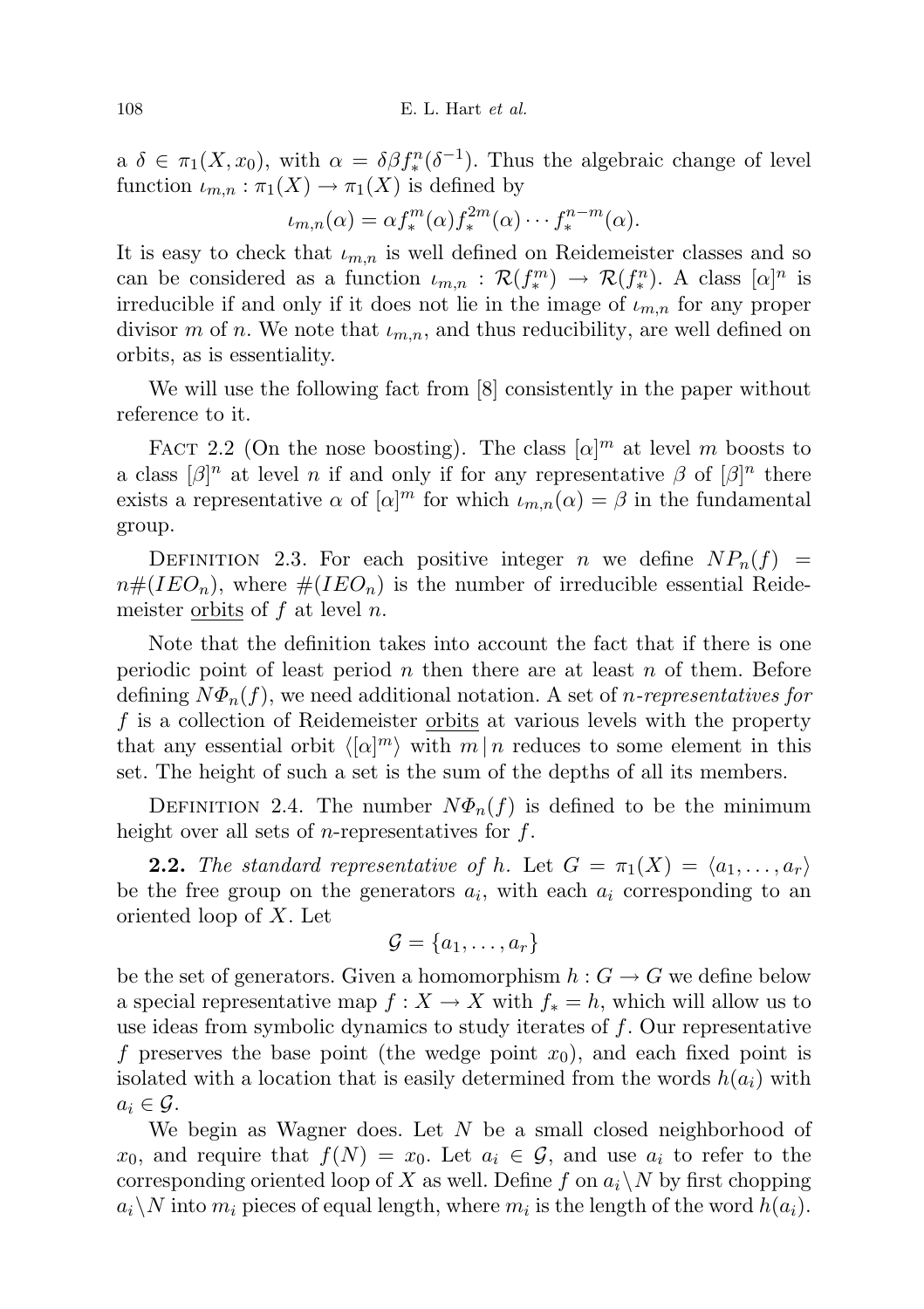a $\delta \in \pi_1(X, x_0)$, with $\alpha = \delta\beta f_*^n(\delta^{-1})$. Thus the algebraic change of level function $\iota_{m,n} : \pi_1(X) \to \pi_1(X)$ is defined by

$$\iota_{m,n}(\alpha) = \alpha f_*^m(\alpha) f_*^{2m}(\alpha) \cdots f_*^{n-m}(\alpha).$$

It is easy to check that $\iota_{m,n}$ is well defined on Reidemeister classes and so can be considered as a function $\iota_{m,n} : \mathcal{R}(f_*^m) \to \mathcal{R}(f_*^n)$. A class $[\alpha]^n$ is irreducible if and only if it does not lie in the image of $\iota_{m,n}$ for any proper divisor $m$ of $n$. We note that $\iota_{m,n}$, and thus reducibility, are well defined on orbits, as is essentiality.

We will use the following fact from [8] consistently in the paper without reference to it.

Fact 2.2 (On the nose boosting). The class $[\alpha]^m$ at level $m$ boosts to a class $[\beta]^n$ at level $n$ if and only if for any representative $\beta$ of $[\beta]^n$ there exists a representative $\alpha$ of $[\alpha]^m$ for which $\iota_{m,n}(\alpha) = \beta$ in the fundamental group.

Definition 2.3. For each positive integer $n$ we define $NP_n(f) = n\#(IEO_n)$, where $\#(IEO_n)$ is the number of irreducible essential Reidemeister orbits of $f$ at level $n$.

Note that the definition takes into account the fact that if there is one periodic point of least period $n$ then there are at least $n$ of them. Before defining $N\Phi_n(f)$, we need additional notation. A set of *$n$-representatives for $f$* is a collection of Reidemeister orbits at various levels with the property that any essential orbit $\langle[\alpha]^m\rangle$ with $m \mid n$ reduces to some element in this set. The height of such a set is the sum of the depths of all its members.

Definition 2.4. The number $N\Phi_n(f)$ is defined to be the minimum height over all sets of $n$-representatives for $f$.

**2.2.** *The standard representative of $h$.* Let $G = \pi_1(X) = \langle a_1, \ldots, a_r\rangle$ be the free group on the generators $a_i$, with each $a_i$ corresponding to an oriented loop of $X$. Let

$$\mathcal{G} = \{a_1, \ldots, a_r\}$$

be the set of generators. Given a homomorphism $h : G \to G$ we define below a special representative map $f : X \to X$ with $f_* = h$, which will allow us to use ideas from symbolic dynamics to study iterates of $f$. Our representative $f$ preserves the base point (the wedge point $x_0$), and each fixed point is isolated with a location that is easily determined from the words $h(a_i)$ with $a_i \in \mathcal{G}$.

We begin as Wagner does. Let $N$ be a small closed neighborhood of $x_0$, and require that $f(N) = x_0$. Let $a_i \in \mathcal{G}$, and use $a_i$ to refer to the corresponding oriented loop of $X$ as well. Define $f$ on $a_i \backslash N$ by first chopping $a_i \backslash N$ into $m_i$ pieces of equal length, where $m_i$ is the length of the word $h(a_i)$.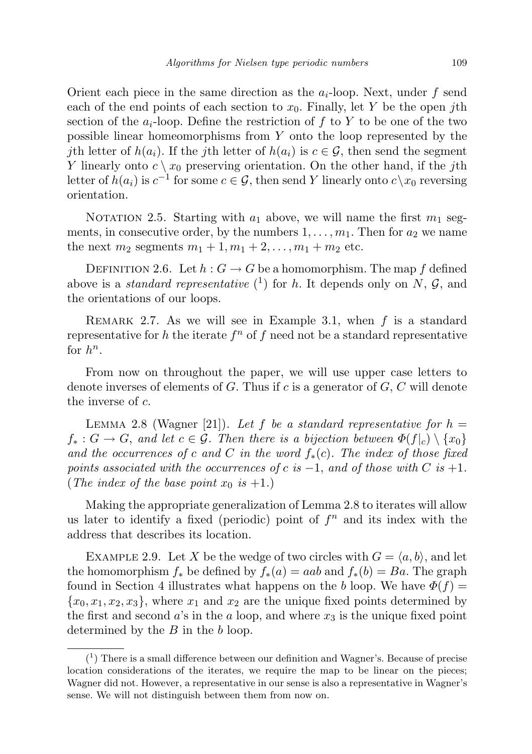Orient each piece in the same direction as the $a_i$-loop. Next, under $f$ send each of the end points of each section to $x_0$. Finally, let $Y$ be the open $j$th section of the $a_i$-loop. Define the restriction of $f$ to $Y$ to be one of the two possible linear homeomorphisms from $Y$ onto the loop represented by the $j$th letter of $h(a_i)$. If the $j$th letter of $h(a_i)$ is $c \in \mathcal{G}$, then send the segment $Y$ linearly onto $c \setminus x_0$ preserving orientation. On the other hand, if the $j$th letter of $h(a_i)$ is $c^{-1}$ for some $c \in \mathcal{G}$, then send $Y$ linearly onto $c \setminus x_0$ reversing orientation.

Notation 2.5. Starting with $a_1$ above, we will name the first $m_1$ segments, in consecutive order, by the numbers $1, \ldots, m_1$. Then for $a_2$ we name the next $m_2$ segments $m_1 + 1, m_1 + 2, \ldots, m_1 + m_2$ etc.

Definition 2.6. Let $h : G \to G$ be a homomorphism. The map $f$ defined above is a *standard representative* (1) for $h$. It depends only on $N$, $\mathcal{G}$, and the orientations of our loops.

Remark 2.7. As we will see in Example 3.1, when $f$ is a standard representative for $h$ the iterate $f^n$ of $f$ need not be a standard representative for $h^n$.

From now on throughout the paper, we will use upper case letters to denote inverses of elements of $G$. Thus if $c$ is a generator of $G$, $C$ will denote the inverse of $c$.

Lemma 2.8 (Wagner [21]). *Let $f$ be a standard representative for $h = f_* : G \to G$, and let $c \in \mathcal{G}$. Then there is a bijection between $\Phi(f|_c) \setminus \{x_0\}$ and the occurrences of $c$ and $C$ in the word $f_*(c)$. The index of those fixed points associated with the occurrences of $c$ is $-1$, and of those with $C$ is $+1$.* (*The index of the base point $x_0$ is $+1$.*)

Making the appropriate generalization of Lemma 2.8 to iterates will allow us later to identify a fixed (periodic) point of $f^n$ and its index with the address that describes its location.

Example 2.9. Let $X$ be the wedge of two circles with $G = \langle a, b \rangle$, and let the homomorphism $f_*$ be defined by $f_*(a) = aab$ and $f_*(b) = Ba$. The graph found in Section 4 illustrates what happens on the $b$ loop. We have $\Phi(f) = \{x_0, x_1, x_2, x_3\}$, where $x_1$ and $x_2$ are the unique fixed points determined by the first and second $a$'s in the $a$ loop, and where $x_3$ is the unique fixed point determined by the $B$ in the $b$ loop.

---

(1) There is a small difference between our definition and Wagner's. Because of precise location considerations of the iterates, we require the map to be linear on the pieces; Wagner did not. However, a representative in our sense is also a representative in Wagner's sense. We will not distinguish between them from now on.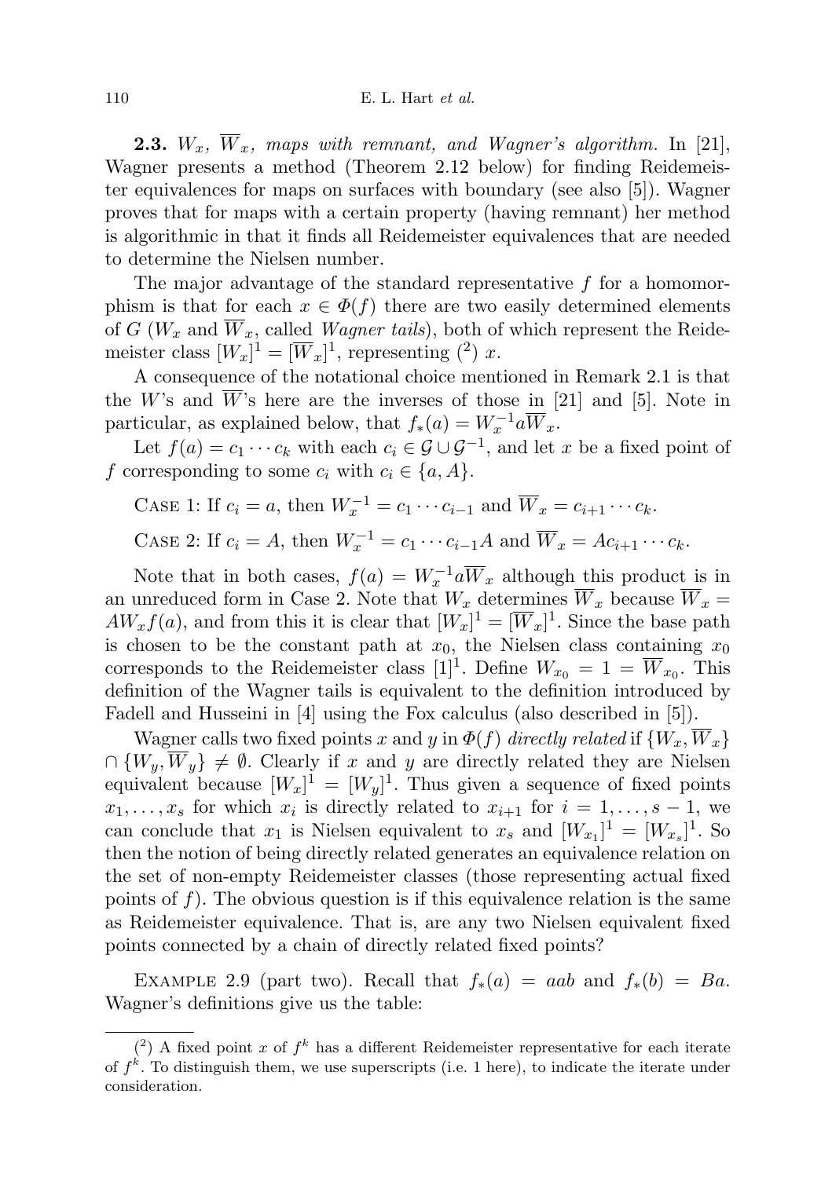**2.3.** *$W_x$, $\overline{W}_x$, maps with remnant, and Wagner's algorithm.* In [21], Wagner presents a method (Theorem 2.12 below) for finding Reidemeister equivalences for maps on surfaces with boundary (see also [5]). Wagner proves that for maps with a certain property (having remnant) her method is algorithmic in that it finds all Reidemeister equivalences that are needed to determine the Nielsen number.

The major advantage of the standard representative $f$ for a homomorphism is that for each $x \in \Phi(f)$ there are two easily determined elements of $G$ ($W_x$ and $\overline{W}_x$, called *Wagner tails*), both of which represent the Reidemeister class $[W_x]^1 = [\overline{W}_x]^1$, representing (2) $x$.

A consequence of the notational choice mentioned in Remark 2.1 is that the $W$'s and $\overline{W}$'s here are the inverses of those in [21] and [5]. Note in particular, as explained below, that $f_*(a) = W_x^{-1} a \overline{W}_x$.

Let $f(a) = c_1 \cdots c_k$ with each $c_i \in \mathcal{G} \cup \mathcal{G}^{-1}$, and let $x$ be a fixed point of $f$ corresponding to some $c_i$ with $c_i \in \{a, A\}$.

CASE 1: If $c_i = a$, then $W_x^{-1} = c_1 \cdots c_{i-1}$ and $\overline{W}_x = c_{i+1} \cdots c_k$.

CASE 2: If $c_i = A$, then $W_x^{-1} = c_1 \cdots c_{i-1} A$ and $\overline{W}_x = A c_{i+1} \cdots c_k$.

Note that in both cases, $f(a) = W_x^{-1} a \overline{W}_x$ although this product is in an unreduced form in Case 2. Note that $W_x$ determines $\overline{W}_x$ because $\overline{W}_x = A W_x f(a)$, and from this it is clear that $[W_x]^1 = [\overline{W}_x]^1$. Since the base path is chosen to be the constant path at $x_0$, the Nielsen class containing $x_0$ corresponds to the Reidemeister class $[1]^1$. Define $W_{x_0} = 1 = \overline{W}_{x_0}$. This definition of the Wagner tails is equivalent to the definition introduced by Fadell and Husseini in [4] using the Fox calculus (also described in [5]).

Wagner calls two fixed points $x$ and $y$ in $\Phi(f)$ *directly related* if $\{W_x, \overline{W}_x\} \cap \{W_y, \overline{W}_y\} \neq \emptyset$. Clearly if $x$ and $y$ are directly related they are Nielsen equivalent because $[W_x]^1 = [W_y]^1$. Thus given a sequence of fixed points $x_1, \ldots, x_s$ for which $x_i$ is directly related to $x_{i+1}$ for $i = 1, \ldots, s-1$, we can conclude that $x_1$ is Nielsen equivalent to $x_s$ and $[W_{x_1}]^1 = [W_{x_s}]^1$. So then the notion of being directly related generates an equivalence relation on the set of non-empty Reidemeister classes (those representing actual fixed points of $f$). The obvious question is if this equivalence relation is the same as Reidemeister equivalence. That is, are any two Nielsen equivalent fixed points connected by a chain of directly related fixed points?

EXAMPLE 2.9 (part two). Recall that $f_*(a) = aab$ and $f_*(b) = Ba$. Wagner's definitions give us the table:

---

(2) A fixed point $x$ of $f^k$ has a different Reidemeister representative for each iterate of $f^k$. To distinguish them, we use superscripts (i.e. 1 here), to indicate the iterate under consideration.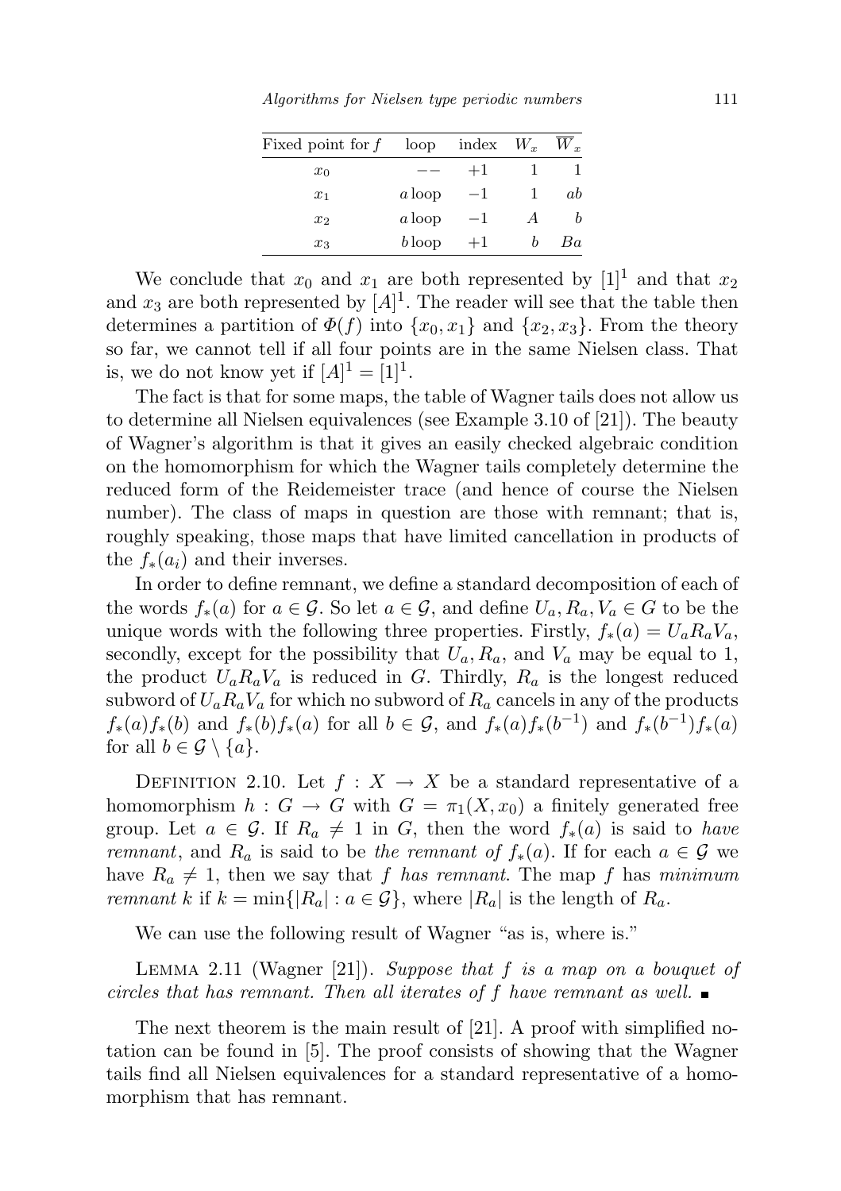| Fixed point for $f$ | loop | index | $W_x$ | $\overline{W}_x$ |
|---|---|---|---|---|
| $x_0$ | $--$ | $+1$ | $1$ | $1$ |
| $x_1$ | $a$ loop | $-1$ | $1$ | $ab$ |
| $x_2$ | $a$ loop | $-1$ | $A$ | $b$ |
| $x_3$ | $b$ loop | $+1$ | $b$ | $Ba$ |

We conclude that $x_0$ and $x_1$ are both represented by $[1]^1$ and that $x_2$ and $x_3$ are both represented by $[A]^1$. The reader will see that the table then determines a partition of $\Phi(f)$ into $\{x_0, x_1\}$ and $\{x_2, x_3\}$. From the theory so far, we cannot tell if all four points are in the same Nielsen class. That is, we do not know yet if $[A]^1 = [1]^1$.

The fact is that for some maps, the table of Wagner tails does not allow us to determine all Nielsen equivalences (see Example 3.10 of [21]). The beauty of Wagner's algorithm is that it gives an easily checked algebraic condition on the homomorphism for which the Wagner tails completely determine the reduced form of the Reidemeister trace (and hence of course the Nielsen number). The class of maps in question are those with remnant; that is, roughly speaking, those maps that have limited cancellation in products of the $f_*(a_i)$ and their inverses.

In order to define remnant, we define a standard decomposition of each of the words $f_*(a)$ for $a \in \mathcal{G}$. So let $a \in \mathcal{G}$, and define $U_a, R_a, V_a \in G$ to be the unique words with the following three properties. Firstly, $f_*(a) = U_a R_a V_a$, secondly, except for the possibility that $U_a, R_a$, and $V_a$ may be equal to 1, the product $U_a R_a V_a$ is reduced in $G$. Thirdly, $R_a$ is the longest reduced subword of $U_a R_a V_a$ for which no subword of $R_a$ cancels in any of the products $f_*(a)f_*(b)$ and $f_*(b)f_*(a)$ for all $b \in \mathcal{G}$, and $f_*(a)f_*(b^{-1})$ and $f_*(b^{-1})f_*(a)$ for all $b \in \mathcal{G} \setminus \{a\}$.

Definition 2.10. Let $f : X \to X$ be a standard representative of a homomorphism $h : G \to G$ with $G = \pi_1(X, x_0)$ a finitely generated free group. Let $a \in \mathcal{G}$. If $R_a \neq 1$ in $G$, then the word $f_*(a)$ is said to *have remnant*, and $R_a$ is said to be *the remnant of* $f_*(a)$. If for each $a \in \mathcal{G}$ we have $R_a \neq 1$, then we say that $f$ *has remnant*. The map $f$ has *minimum remnant* $k$ if $k = \min\{|R_a| : a \in \mathcal{G}\}$, where $|R_a|$ is the length of $R_a$.

We can use the following result of Wagner "as is, where is."

Lemma 2.11 (Wagner [21]). *Suppose that $f$ is a map on a bouquet of circles that has remnant. Then all iterates of $f$ have remnant as well.* ∎

The next theorem is the main result of [21]. A proof with simplified notation can be found in [5]. The proof consists of showing that the Wagner tails find all Nielsen equivalences for a standard representative of a homomorphism that has remnant.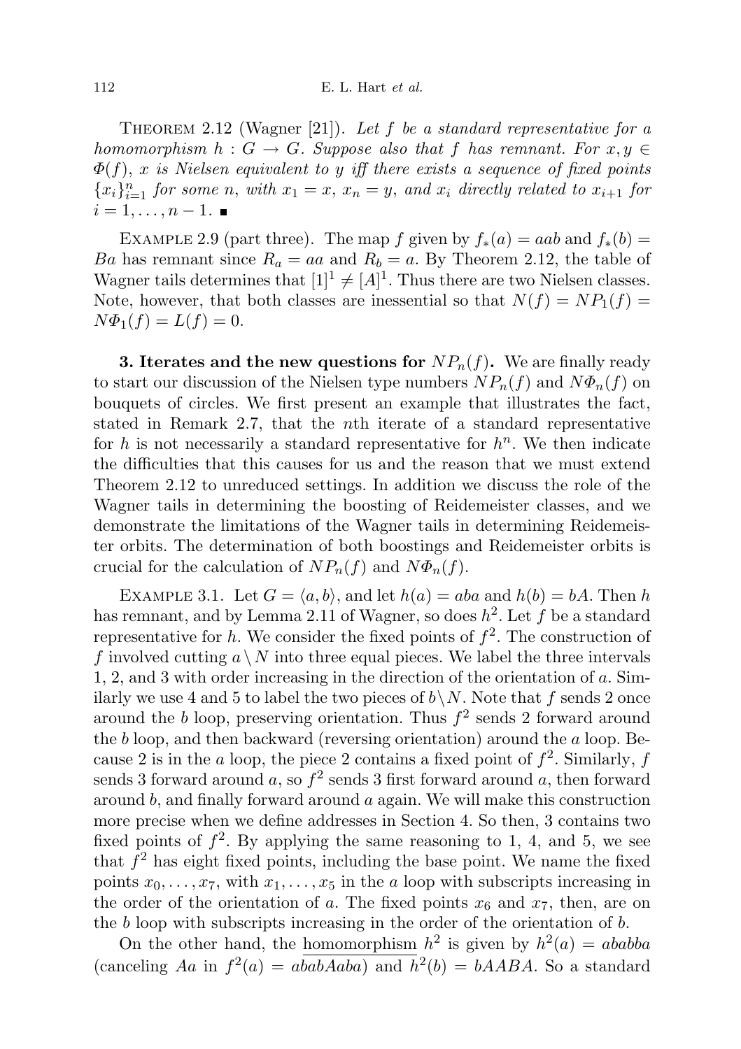THEOREM 2.12 (Wagner [21]). *Let $f$ be a standard representative for a homomorphism $h : G \to G$. Suppose also that $f$ has remnant. For $x, y \in \Phi(f)$, $x$ is Nielsen equivalent to $y$ iff there exists a sequence of fixed points $\{x_i\}_{i=1}^n$ for some $n$, with $x_1 = x$, $x_n = y$, and $x_i$ directly related to $x_{i+1}$ for $i = 1, \ldots, n-1$.* ∎

EXAMPLE 2.9 (part three). The map $f$ given by $f_*(a) = aab$ and $f_*(b) = Ba$ has remnant since $R_a = aa$ and $R_b = a$. By Theorem 2.12, the table of Wagner tails determines that $[1]^1 \neq [A]^1$. Thus there are two Nielsen classes. Note, however, that both classes are inessential so that $N(f) = NP_1(f) = N\Phi_1(f) = L(f) = 0$.

**3. Iterates and the new questions for $NP_n(f)$.** We are finally ready to start our discussion of the Nielsen type numbers $NP_n(f)$ and $N\Phi_n(f)$ on bouquets of circles. We first present an example that illustrates the fact, stated in Remark 2.7, that the $n$th iterate of a standard representative for $h$ is not necessarily a standard representative for $h^n$. We then indicate the difficulties that this causes for us and the reason that we must extend Theorem 2.12 to unreduced settings. In addition we discuss the role of the Wagner tails in determining the boosting of Reidemeister classes, and we demonstrate the limitations of the Wagner tails in determining Reidemeister orbits. The determination of both boostings and Reidemeister orbits is crucial for the calculation of $NP_n(f)$ and $N\Phi_n(f)$.

EXAMPLE 3.1. Let $G = \langle a, b\rangle$, and let $h(a) = aba$ and $h(b) = bA$. Then $h$ has remnant, and by Lemma 2.11 of Wagner, so does $h^2$. Let $f$ be a standard representative for $h$. We consider the fixed points of $f^2$. The construction of $f$ involved cutting $a \setminus N$ into three equal pieces. We label the three intervals 1, 2, and 3 with order increasing in the direction of the orientation of $a$. Similarly we use 4 and 5 to label the two pieces of $b \setminus N$. Note that $f$ sends 2 once around the $b$ loop, preserving orientation. Thus $f^2$ sends 2 forward around the $b$ loop, and then backward (reversing orientation) around the $a$ loop. Because 2 is in the $a$ loop, the piece 2 contains a fixed point of $f^2$. Similarly, $f$ sends 3 forward around $a$, so $f^2$ sends 3 first forward around $a$, then forward around $b$, and finally forward around $a$ again. We will make this construction more precise when we define addresses in Section 4. So then, 3 contains two fixed points of $f^2$. By applying the same reasoning to 1, 4, and 5, we see that $f^2$ has eight fixed points, including the base point. We name the fixed points $x_0, \ldots, x_7$, with $x_1, \ldots, x_5$ in the $a$ loop with subscripts increasing in the order of the orientation of $a$. The fixed points $x_6$ and $x_7$, then, are on the $b$ loop with subscripts increasing in the order of the orientation of $b$.

On the other hand, the homomorphism $h^2$ is given by $h^2(a) = ababba$ (canceling $Aa$ in $f^2(a) = ababAaba$) and $h^2(b) = bAABA$. So a standard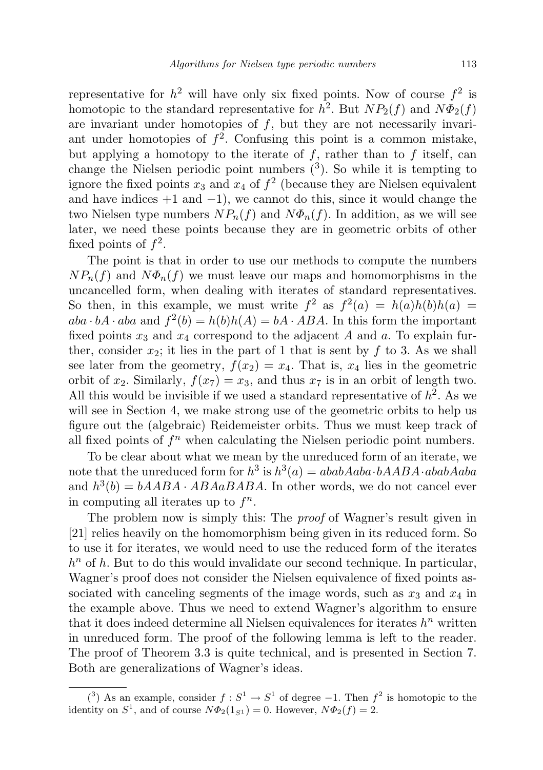representative for $h^2$ will have only six fixed points. Now of course $f^2$ is homotopic to the standard representative for $h^2$. But $NP_2(f)$ and $N\Phi_2(f)$ are invariant under homotopies of $f$, but they are not necessarily invariant under homotopies of $f^2$. Confusing this point is a common mistake, but applying a homotopy to the iterate of $f$, rather than to $f$ itself, can change the Nielsen periodic point numbers ([3]). So while it is tempting to ignore the fixed points $x_3$ and $x_4$ of $f^2$ (because they are Nielsen equivalent and have indices $+1$ and $-1$), we cannot do this, since it would change the two Nielsen type numbers $NP_n(f)$ and $N\Phi_n(f)$. In addition, as we will see later, we need these points because they are in geometric orbits of other fixed points of $f^2$.

The point is that in order to use our methods to compute the numbers $NP_n(f)$ and $N\Phi_n(f)$ we must leave our maps and homomorphisms in the uncancelled form, when dealing with iterates of standard representatives. So then, in this example, we must write $f^2$ as $f^2(a) = h(a)h(b)h(a) = aba \cdot bA \cdot aba$ and $f^2(b) = h(b)h(A) = bA \cdot ABA$. In this form the important fixed points $x_3$ and $x_4$ correspond to the adjacent $A$ and $a$. To explain further, consider $x_2$; it lies in the part of 1 that is sent by $f$ to 3. As we shall see later from the geometry, $f(x_2) = x_4$. That is, $x_4$ lies in the geometric orbit of $x_2$. Similarly, $f(x_7) = x_3$, and thus $x_7$ is in an orbit of length two. All this would be invisible if we used a standard representative of $h^2$. As we will see in Section 4, we make strong use of the geometric orbits to help us figure out the (algebraic) Reidemeister orbits. Thus we must keep track of all fixed points of $f^n$ when calculating the Nielsen periodic point numbers.

To be clear about what we mean by the unreduced form of an iterate, we note that the unreduced form for $h^3$ is $h^3(a) = ababAaba \cdot bAABA \cdot ababAaba$ and $h^3(b) = bAABA \cdot ABAaBABA$. In other words, we do not cancel ever in computing all iterates up to $f^n$.

The problem now is simply this: The *proof* of Wagner's result given in [21] relies heavily on the homomorphism being given in its reduced form. So to use it for iterates, we would need to use the reduced form of the iterates $h^n$ of $h$. But to do this would invalidate our second technique. In particular, Wagner's proof does not consider the Nielsen equivalence of fixed points associated with canceling segments of the image words, such as $x_3$ and $x_4$ in the example above. Thus we need to extend Wagner's algorithm to ensure that it does indeed determine all Nielsen equivalences for iterates $h^n$ written in unreduced form. The proof of the following lemma is left to the reader. The proof of Theorem 3.3 is quite technical, and is presented in Section 7. Both are generalizations of Wagner's ideas.

---

([3]) As an example, consider $f : S^1 \to S^1$ of degree $-1$. Then $f^2$ is homotopic to the identity on $S^1$, and of course $N\Phi_2(1_{S^1}) = 0$. However, $N\Phi_2(f) = 2$.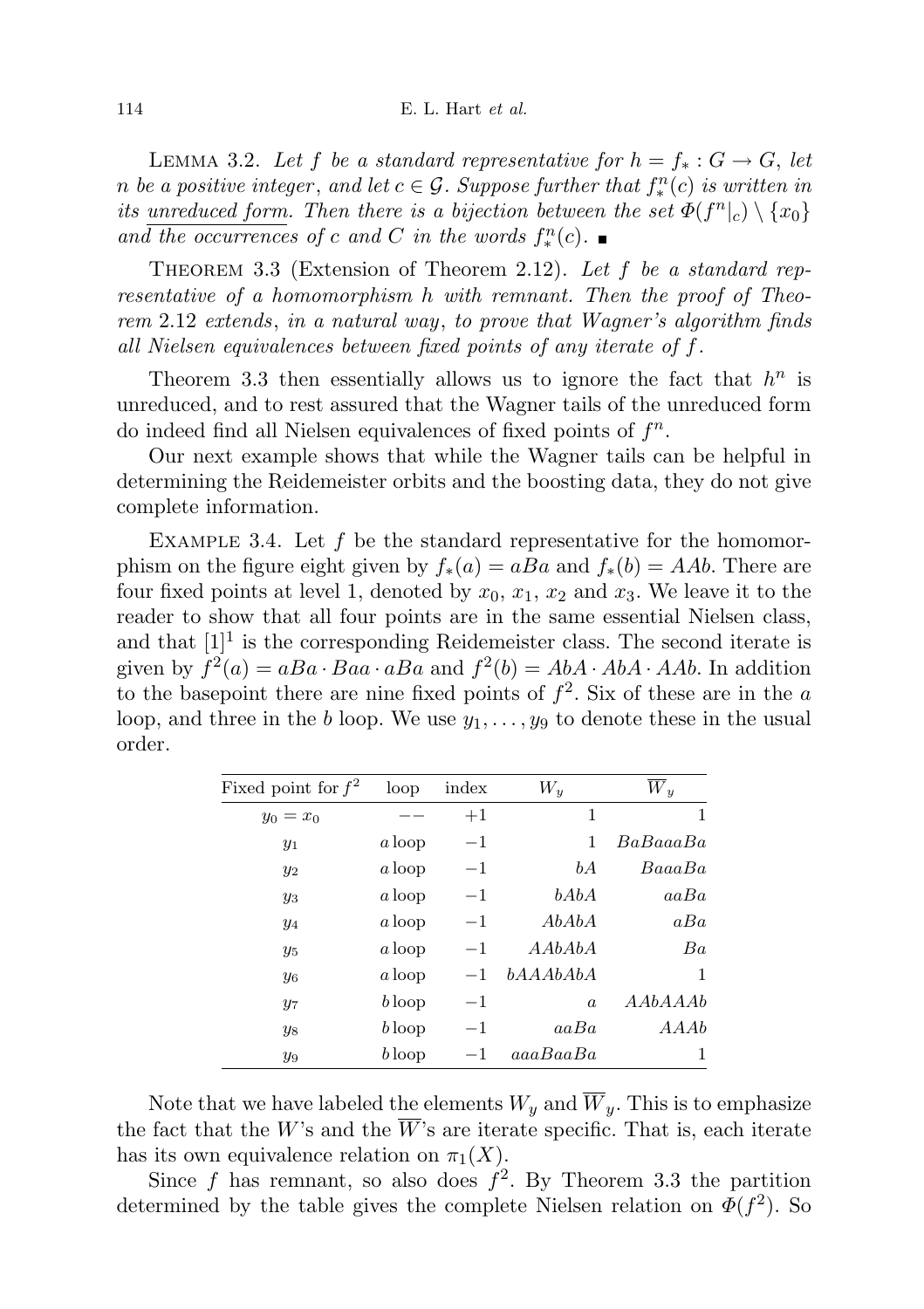Lemma 3.2. *Let $f$ be a standard representative for $h = f_* : G \to G$, let $n$ be a positive integer, and let $c \in \mathcal{G}$. Suppose further that $f_*^n(c)$ is written in its unreduced form. Then there is a bijection between the set $\Phi(f^n|_c) \setminus \{x_0\}$ and the occurrences of $c$ and $C$ in the words $f_*^n(c)$.* ∎

Theorem 3.3 (Extension of Theorem 2.12). *Let $f$ be a standard representative of a homomorphism $h$ with remnant. Then the proof of Theorem 2.12 extends, in a natural way, to prove that Wagner's algorithm finds all Nielsen equivalences between fixed points of any iterate of $f$.*

Theorem 3.3 then essentially allows us to ignore the fact that $h^n$ is unreduced, and to rest assured that the Wagner tails of the unreduced form do indeed find all Nielsen equivalences of fixed points of $f^n$.

Our next example shows that while the Wagner tails can be helpful in determining the Reidemeister orbits and the boosting data, they do not give complete information.

Example 3.4. Let $f$ be the standard representative for the homomorphism on the figure eight given by $f_*(a) = aBa$ and $f_*(b) = AAb$. There are four fixed points at level 1, denoted by $x_0$, $x_1$, $x_2$ and $x_3$. We leave it to the reader to show that all four points are in the same essential Nielsen class, and that $[1]^1$ is the corresponding Reidemeister class. The second iterate is given by $f^2(a) = aBa \cdot Baa \cdot aBa$ and $f^2(b) = AbA \cdot AbA \cdot AAb$. In addition to the basepoint there are nine fixed points of $f^2$. Six of these are in the $a$ loop, and three in the $b$ loop. We use $y_1, \ldots, y_9$ to denote these in the usual order.

| Fixed point for $f^2$ | loop | index | $W_y$ | $\overline{W}_y$ |
|---|---|---|---|---|
| $y_0 = x_0$ | $--$ | $+1$ | $1$ | $1$ |
| $y_1$ | $a$ loop | $-1$ | $1$ | $BaBaaaBa$ |
| $y_2$ | $a$ loop | $-1$ | $bA$ | $BaaaBa$ |
| $y_3$ | $a$ loop | $-1$ | $bAbA$ | $aaBa$ |
| $y_4$ | $a$ loop | $-1$ | $AbAbA$ | $aBa$ |
| $y_5$ | $a$ loop | $-1$ | $AAbAbA$ | $Ba$ |
| $y_6$ | $a$ loop | $-1$ | $bAAAbAbA$ | $1$ |
| $y_7$ | $b$ loop | $-1$ | $a$ | $AAbAAAb$ |
| $y_8$ | $b$ loop | $-1$ | $aaBa$ | $AAAb$ |
| $y_9$ | $b$ loop | $-1$ | $aaaBaaBa$ | $1$ |

Note that we have labeled the elements $W_y$ and $\overline{W}_y$. This is to emphasize the fact that the $W$'s and the $\overline{W}$'s are iterate specific. That is, each iterate has its own equivalence relation on $\pi_1(X)$.

Since $f$ has remnant, so also does $f^2$. By Theorem 3.3 the partition determined by the table gives the complete Nielsen relation on $\Phi(f^2)$. So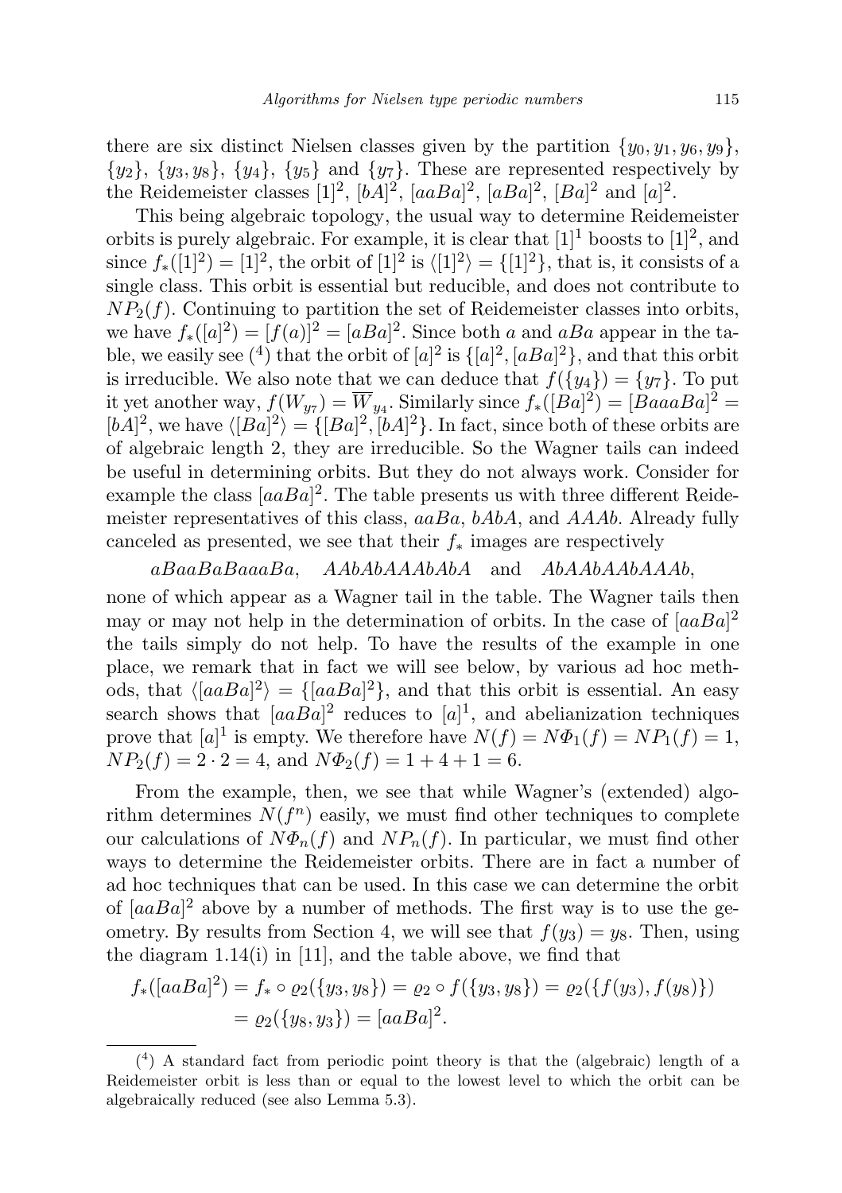there are six distinct Nielsen classes given by the partition $\{y_0, y_1, y_6, y_9\}$, $\{y_2\}$, $\{y_3, y_8\}$, $\{y_4\}$, $\{y_5\}$ and $\{y_7\}$. These are represented respectively by the Reidemeister classes $[1]^2$, $[bA]^2$, $[aaBa]^2$, $[aBa]^2$, $[Ba]^2$ and $[a]^2$.

This being algebraic topology, the usual way to determine Reidemeister orbits is purely algebraic. For example, it is clear that $[1]^1$ boosts to $[1]^2$, and since $f_*([1]^2) = [1]^2$, the orbit of $[1]^2$ is $\langle [1]^2 \rangle = \{[1]^2\}$, that is, it consists of a single class. This orbit is essential but reducible, and does not contribute to $NP_2(f)$. Continuing to partition the set of Reidemeister classes into orbits, we have $f_*([a]^2) = [f(a)]^2 = [aBa]^2$. Since both $a$ and $aBa$ appear in the table, we easily see [4] that the orbit of $[a]^2$ is $\{[a]^2, [aBa]^2\}$, and that this orbit is irreducible. We also note that we can deduce that $f(\{y_4\}) = \{y_7\}$. To put it yet another way, $f(W_{y_7}) = \overline{W}_{y_4}$. Similarly since $f_*([Ba]^2) = [BaaaBa]^2 = [bA]^2$, we have $\langle [Ba]^2 \rangle = \{[Ba]^2, [bA]^2\}$. In fact, since both of these orbits are of algebraic length 2, they are irreducible. So the Wagner tails can indeed be useful in determining orbits. But they do not always work. Consider for example the class $[aaBa]^2$. The table presents us with three different Reidemeister representatives of this class, $aaBa$, $bAbA$, and $AAAb$. Already fully canceled as presented, we see that their $f_*$ images are respectively

$$aBaaBaBaaaBa, \quad AAbAbAAAbAbA \quad \text{and} \quad AbAAbAAbAAAb,$$

none of which appear as a Wagner tail in the table. The Wagner tails then may or may not help in the determination of orbits. In the case of $[aaBa]^2$ the tails simply do not help. To have the results of the example in one place, we remark that in fact we will see below, by various ad hoc methods, that $\langle [aaBa]^2 \rangle = \{[aaBa]^2\}$, and that this orbit is essential. An easy search shows that $[aaBa]^2$ reduces to $[a]^1$, and abelianization techniques prove that $[a]^1$ is empty. We therefore have $N(f) = N\Phi_1(f) = NP_1(f) = 1$, $NP_2(f) = 2 \cdot 2 = 4$, and $N\Phi_2(f) = 1 + 4 + 1 = 6$.

From the example, then, we see that while Wagner's (extended) algorithm determines $N(f^n)$ easily, we must find other techniques to complete our calculations of $N\Phi_n(f)$ and $NP_n(f)$. In particular, we must find other ways to determine the Reidemeister orbits. There are in fact a number of ad hoc techniques that can be used. In this case we can determine the orbit of $[aaBa]^2$ above by a number of methods. The first way is to use the geometry. By results from Section 4, we will see that $f(y_3) = y_8$. Then, using the diagram 1.14(i) in [11], and the table above, we find that

$$\begin{aligned} f_*([aaBa]^2) &= f_* \circ \varrho_2(\{y_3, y_8\}) = \varrho_2 \circ f(\{y_3, y_8\}) = \varrho_2(\{f(y_3), f(y_8)\}) \\ &= \varrho_2(\{y_8, y_3\}) = [aaBa]^2. \end{aligned}$$

---

[4] A standard fact from periodic point theory is that the (algebraic) length of a Reidemeister orbit is less than or equal to the lowest level to which the orbit can be algebraically reduced (see also Lemma 5.3).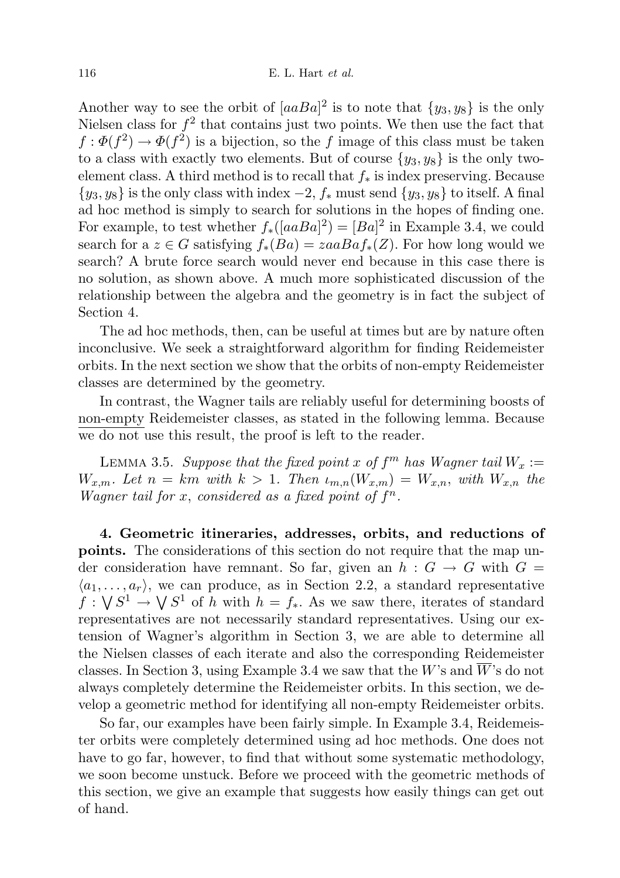Another way to see the orbit of $[aaBa]^2$ is to note that $\{y_3, y_8\}$ is the only Nielsen class for $f^2$ that contains just two points. We then use the fact that $f : \Phi(f^2) \to \Phi(f^2)$ is a bijection, so the $f$ image of this class must be taken to a class with exactly two elements. But of course $\{y_3, y_8\}$ is the only two-element class. A third method is to recall that $f_*$ is index preserving. Because $\{y_3, y_8\}$ is the only class with index $-2$, $f_*$ must send $\{y_3, y_8\}$ to itself. A final ad hoc method is simply to search for solutions in the hopes of finding one. For example, to test whether $f_*([aaBa]^2) = [Ba]^2$ in Example 3.4, we could search for a $z \in G$ satisfying $f_*(Ba) = zaaBaf_*(Z)$. For how long would we search? A brute force search would never end because in this case there is no solution, as shown above. A much more sophisticated discussion of the relationship between the algebra and the geometry is in fact the subject of Section 4.

The ad hoc methods, then, can be useful at times but are by nature often inconclusive. We seek a straightforward algorithm for finding Reidemeister orbits. In the next section we show that the orbits of non-empty Reidemeister classes are determined by the geometry.

In contrast, the Wagner tails are reliably useful for determining boosts of <u>non-empty</u> Reidemeister classes, as stated in the following lemma. Because we do not use this result, the proof is left to the reader.

Lemma 3.5. *Suppose that the fixed point $x$ of $f^m$ has Wagner tail $W_x := W_{x,m}$. Let $n = km$ with $k > 1$. Then $\iota_{m,n}(W_{x,m}) = W_{x,n}$, with $W_{x,n}$ the Wagner tail for $x$, considered as a fixed point of $f^n$.*

## 4. Geometric itineraries, addresses, orbits, and reductions of points.

The considerations of this section do not require that the map under consideration have remnant. So far, given an $h : G \to G$ with $G = \langle a_1, \ldots, a_r \rangle$, we can produce, as in Section 2.2, a standard representative $f : \bigvee S^1 \to \bigvee S^1$ of $h$ with $h = f_*$. As we saw there, iterates of standard representatives are not necessarily standard representatives. Using our extension of Wagner's algorithm in Section 3, we are able to determine all the Nielsen classes of each iterate and also the corresponding Reidemeister classes. In Section 3, using Example 3.4 we saw that the $W$'s and $\overline{W}$'s do not always completely determine the Reidemeister orbits. In this section, we develop a geometric method for identifying all non-empty Reidemeister orbits.

So far, our examples have been fairly simple. In Example 3.4, Reidemeister orbits were completely determined using ad hoc methods. One does not have to go far, however, to find that without some systematic methodology, we soon become unstuck. Before we proceed with the geometric methods of this section, we give an example that suggests how easily things can get out of hand.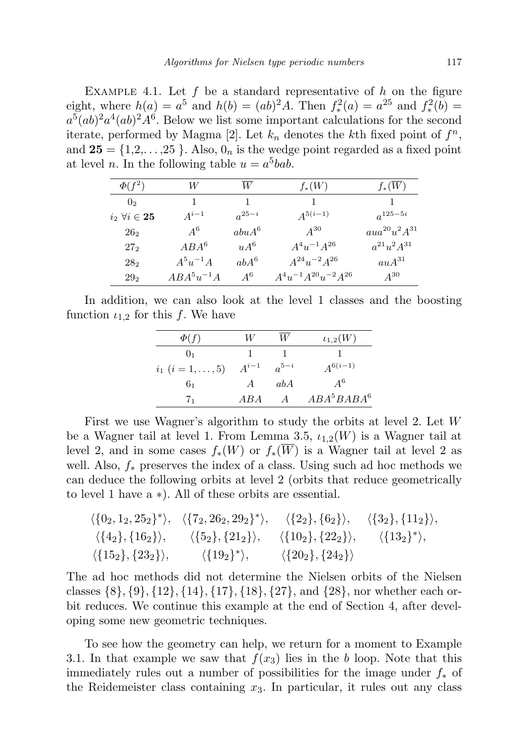EXAMPLE 4.1. Let $f$ be a standard representative of $h$ on the figure eight, where $h(a) = a^5$ and $h(b) = (ab)^2A$. Then $f_*^2(a) = a^{25}$ and $f_*^2(b) = a^5(ab)^2a^4(ab)^2A^6$. Below we list some important calculations for the second iterate, performed by Magma [2]. Let $k_n$ denotes the $k$th fixed point of $f^n$, and $\mathbf{25} = \{1,2,\ldots,25\}$. Also, $0_n$ is the wedge point regarded as a fixed point at level $n$. In the following table $u = a^5bab$.

| $\Phi(f^2)$ | $W$ | $\overline{W}$ | $f_*(W)$ | $f_*(\overline{W})$ |
|---|---|---|---|---|
| $0_2$ | $1$ | $1$ | $1$ | $1$ |
| $i_2\ \forall i \in \mathbf{25}$ | $A^{i-1}$ | $a^{25-i}$ | $A^{5(i-1)}$ | $a^{125-5i}$ |
| $26_2$ | $A^6$ | $abuA^6$ | $A^{30}$ | $aua^{20}u^2A^{31}$ |
| $27_2$ | $ABA^6$ | $uA^6$ | $A^4u^{-1}A^{26}$ | $a^{21}u^2A^{31}$ |
| $28_2$ | $A^5u^{-1}A$ | $abA^6$ | $A^{24}u^{-2}A^{26}$ | $auA^{31}$ |
| $29_2$ | $ABA^5u^{-1}A$ | $A^6$ | $A^4u^{-1}A^{20}u^{-2}A^{26}$ | $A^{30}$ |

In addition, we can also look at the level 1 classes and the boosting function $\iota_{1,2}$ for this $f$. We have

| $\Phi(f)$ | $W$ | $\overline{W}$ | $\iota_{1,2}(W)$ |
|---|---|---|---|
| $0_1$ | $1$ | $1$ | $1$ |
| $i_1\ (i = 1, \ldots, 5)$ | $A^{i-1}$ | $a^{5-i}$ | $A^{6(i-1)}$ |
| $6_1$ | $A$ | $abA$ | $A^6$ |
| $7_1$ | $ABA$ | $A$ | $ABA^5BABA^6$ |

First we use Wagner's algorithm to study the orbits at level 2. Let $W$ be a Wagner tail at level 1. From Lemma 3.5, $\iota_{1,2}(W)$ is a Wagner tail at level 2, and in some cases $f_*(W)$ or $f_*(\overline{W})$ is a Wagner tail at level 2 as well. Also, $f_*$ preserves the index of a class. Using such ad hoc methods we can deduce the following orbits at level 2 (orbits that reduce geometrically to level 1 have a $*$). All of these orbits are essential.

$$\langle\{0_2, 1_2, 25_2\}^*\rangle,\quad \langle\{7_2, 26_2, 29_2\}^*\rangle,\quad \langle\{2_2\}, \{6_2\}\rangle,\quad \langle\{3_2\}, \{11_2\}\rangle,$$
$$\langle\{4_2\}, \{16_2\}\rangle,\quad \langle\{5_2\}, \{21_2\}\rangle,\quad \langle\{10_2\}, \{22_2\}\rangle,\quad \langle\{13_2\}^*\rangle,$$
$$\langle\{15_2\}, \{23_2\}\rangle,\quad \langle\{19_2\}^*\rangle,\quad \langle\{20_2\}, \{24_2\}\rangle$$

The ad hoc methods did not determine the Nielsen orbits of the Nielsen classes $\{8\}, \{9\}, \{12\}, \{14\}, \{17\}, \{18\}, \{27\}$, and $\{28\}$, nor whether each orbit reduces. We continue this example at the end of Section 4, after developing some new geometric techniques.

To see how the geometry can help, we return for a moment to Example 3.1. In that example we saw that $f(x_3)$ lies in the $b$ loop. Note that this immediately rules out a number of possibilities for the image under $f_*$ of the Reidemeister class containing $x_3$. In particular, it rules out any class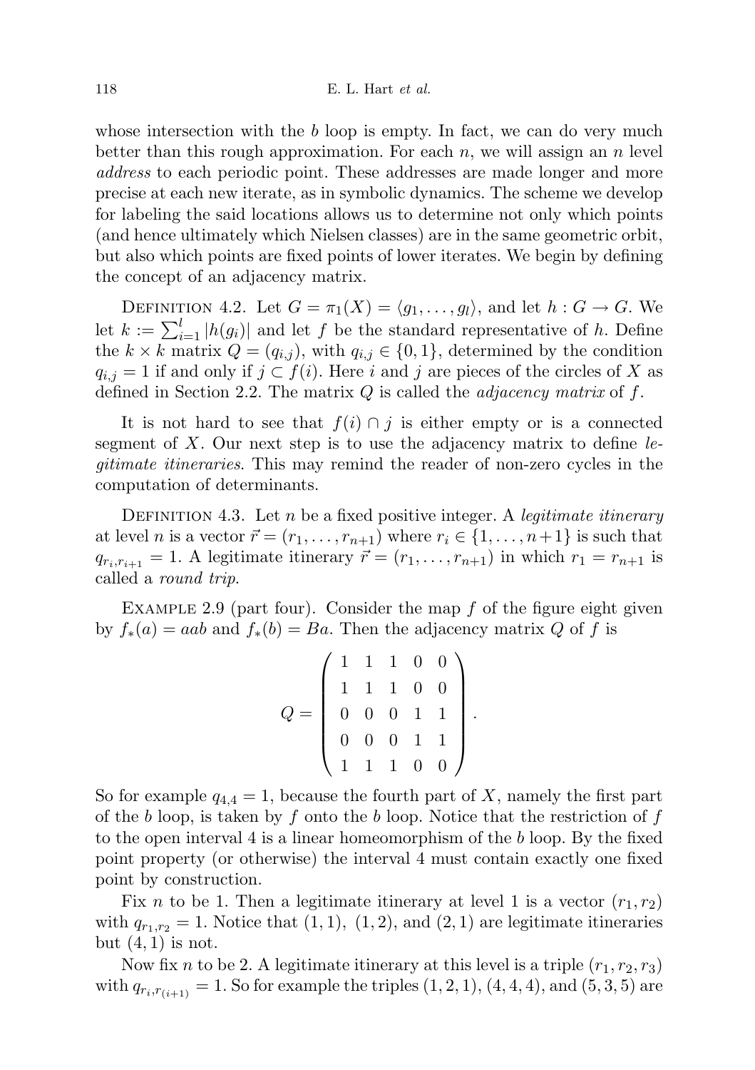whose intersection with the $b$ loop is empty. In fact, we can do very much better than this rough approximation. For each $n$, we will assign an $n$ level *address* to each periodic point. These addresses are made longer and more precise at each new iterate, as in symbolic dynamics. The scheme we develop for labeling the said locations allows us to determine not only which points (and hence ultimately which Nielsen classes) are in the same geometric orbit, but also which points are fixed points of lower iterates. We begin by defining the concept of an adjacency matrix.

Definition 4.2. Let $G = \pi_1(X) = \langle g_1, \ldots, g_l \rangle$, and let $h : G \to G$. We let $k := \sum_{i=1}^{l} |h(g_i)|$ and let $f$ be the standard representative of $h$. Define the $k \times k$ matrix $Q = (q_{i,j})$, with $q_{i,j} \in \{0, 1\}$, determined by the condition $q_{i,j} = 1$ if and only if $j \subset f(i)$. Here $i$ and $j$ are pieces of the circles of $X$ as defined in Section 2.2. The matrix $Q$ is called the *adjacency matrix* of $f$.

It is not hard to see that $f(i) \cap j$ is either empty or is a connected segment of $X$. Our next step is to use the adjacency matrix to define *legitimate itineraries*. This may remind the reader of non-zero cycles in the computation of determinants.

Definition 4.3. Let $n$ be a fixed positive integer. A *legitimate itinerary* at level $n$ is a vector $\vec{r} = (r_1, \ldots, r_{n+1})$ where $r_i \in \{1, \ldots, n+1\}$ is such that $q_{r_i, r_{i+1}} = 1$. A legitimate itinerary $\vec{r} = (r_1, \ldots, r_{n+1})$ in which $r_1 = r_{n+1}$ is called a *round trip*.

Example 2.9 (part four). Consider the map $f$ of the figure eight given by $f_*(a) = aab$ and $f_*(b) = Ba$. Then the adjacency matrix $Q$ of $f$ is

$$Q = \begin{pmatrix} 1 & 1 & 1 & 0 & 0 \\ 1 & 1 & 1 & 0 & 0 \\ 0 & 0 & 0 & 1 & 1 \\ 0 & 0 & 0 & 1 & 1 \\ 1 & 1 & 1 & 0 & 0 \end{pmatrix}.$$

So for example $q_{4,4} = 1$, because the fourth part of $X$, namely the first part of the $b$ loop, is taken by $f$ onto the $b$ loop. Notice that the restriction of $f$ to the open interval 4 is a linear homeomorphism of the $b$ loop. By the fixed point property (or otherwise) the interval 4 must contain exactly one fixed point by construction.

Fix $n$ to be 1. Then a legitimate itinerary at level 1 is a vector $(r_1, r_2)$ with $q_{r_1, r_2} = 1$. Notice that $(1, 1)$, $(1, 2)$, and $(2, 1)$ are legitimate itineraries but $(4, 1)$ is not.

Now fix $n$ to be 2. A legitimate itinerary at this level is a triple $(r_1, r_2, r_3)$ with $q_{r_i, r_{(i+1)}} = 1$. So for example the triples $(1, 2, 1)$, $(4, 4, 4)$, and $(5, 3, 5)$ are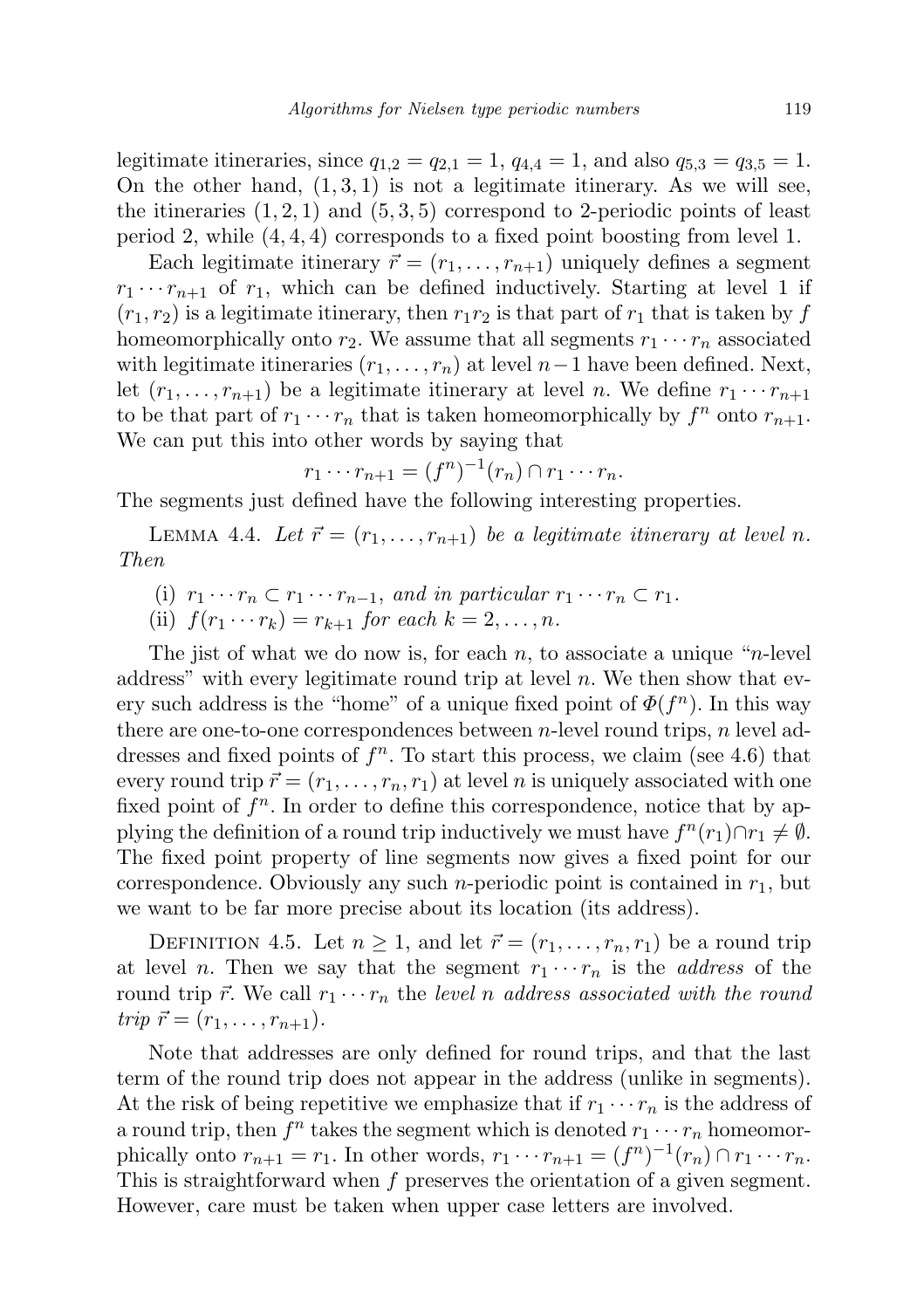legitimate itineraries, since $q_{1,2} = q_{2,1} = 1$, $q_{4,4} = 1$, and also $q_{5,3} = q_{3,5} = 1$. On the other hand, $(1, 3, 1)$ is not a legitimate itinerary. As we will see, the itineraries $(1, 2, 1)$ and $(5, 3, 5)$ correspond to 2-periodic points of least period 2, while $(4, 4, 4)$ corresponds to a fixed point boosting from level 1.

Each legitimate itinerary $\vec{r} = (r_1, \ldots, r_{n+1})$ uniquely defines a segment $r_1 \cdots r_{n+1}$ of $r_1$, which can be defined inductively. Starting at level 1 if $(r_1, r_2)$ is a legitimate itinerary, then $r_1 r_2$ is that part of $r_1$ that is taken by $f$ homeomorphically onto $r_2$. We assume that all segments $r_1 \cdots r_n$ associated with legitimate itineraries $(r_1, \ldots, r_n)$ at level $n-1$ have been defined. Next, let $(r_1, \ldots, r_{n+1})$ be a legitimate itinerary at level $n$. We define $r_1 \cdots r_{n+1}$ to be that part of $r_1 \cdots r_n$ that is taken homeomorphically by $f^n$ onto $r_{n+1}$. We can put this into other words by saying that

$$r_1 \cdots r_{n+1} = (f^n)^{-1}(r_n) \cap r_1 \cdots r_n.$$

The segments just defined have the following interesting properties.

Lemma 4.4. *Let $\vec{r} = (r_1, \ldots, r_{n+1})$ be a legitimate itinerary at level $n$. Then*

(i) *$r_1 \cdots r_n \subset r_1 \cdots r_{n-1}$, and in particular $r_1 \cdots r_n \subset r_1$.*

(ii) *$f(r_1 \cdots r_k) = r_{k+1}$ for each $k = 2, \ldots, n$.*

The jist of what we do now is, for each $n$, to associate a unique "$n$-level address" with every legitimate round trip at level $n$. We then show that every such address is the "home" of a unique fixed point of $\Phi(f^n)$. In this way there are one-to-one correspondences between $n$-level round trips, $n$ level addresses and fixed points of $f^n$. To start this process, we claim (see 4.6) that every round trip $\vec{r} = (r_1, \ldots, r_n, r_1)$ at level $n$ is uniquely associated with one fixed point of $f^n$. In order to define this correspondence, notice that by applying the definition of a round trip inductively we must have $f^n(r_1) \cap r_1 \neq \emptyset$. The fixed point property of line segments now gives a fixed point for our correspondence. Obviously any such $n$-periodic point is contained in $r_1$, but we want to be far more precise about its location (its address).

Definition 4.5. Let $n \geq 1$, and let $\vec{r} = (r_1, \ldots, r_n, r_1)$ be a round trip at level $n$. Then we say that the segment $r_1 \cdots r_n$ is the *address* of the round trip $\vec{r}$. We call $r_1 \cdots r_n$ the *level $n$ address associated with the round trip $\vec{r} = (r_1, \ldots, r_{n+1})$.*

Note that addresses are only defined for round trips, and that the last term of the round trip does not appear in the address (unlike in segments). At the risk of being repetitive we emphasize that if $r_1 \cdots r_n$ is the address of a round trip, then $f^n$ takes the segment which is denoted $r_1 \cdots r_n$ homeomorphically onto $r_{n+1} = r_1$. In other words, $r_1 \cdots r_{n+1} = (f^n)^{-1}(r_n) \cap r_1 \cdots r_n$. This is straightforward when $f$ preserves the orientation of a given segment. However, care must be taken when upper case letters are involved.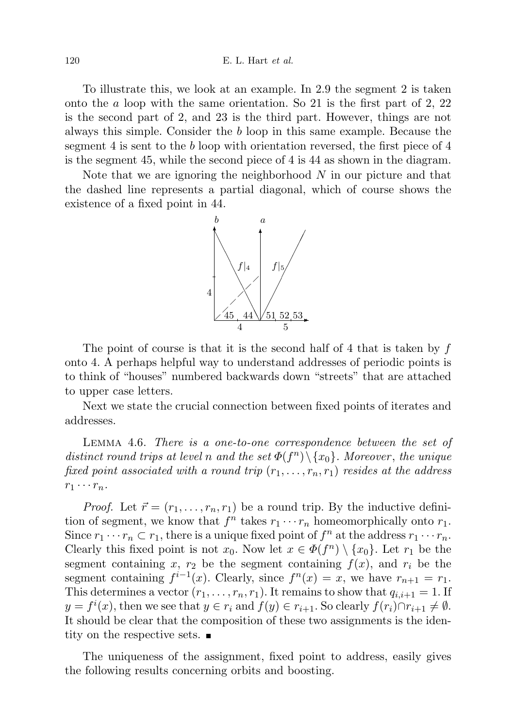To illustrate this, we look at an example. In 2.9 the segment 2 is taken onto the $a$ loop with the same orientation. So 21 is the first part of 2, 22 is the second part of 2, and 23 is the third part. However, things are not always this simple. Consider the $b$ loop in this same example. Because the segment 4 is sent to the $b$ loop with orientation reversed, the first piece of 4 is the segment 45, while the second piece of 4 is 44 as shown in the diagram.

Note that we are ignoring the neighborhood $N$ in our picture and that the dashed line represents a partial diagonal, which of course shows the existence of a fixed point in 44.

The point of course is that it is the second half of 4 that is taken by $f$ onto 4. A perhaps helpful way to understand addresses of periodic points is to think of "houses" numbered backwards down "streets" that are attached to upper case letters.

Next we state the crucial connection between fixed points of iterates and addresses.

LEMMA 4.6. *There is a one-to-one correspondence between the set of distinct round trips at level* $n$ *and the set* $\Phi(f^n)\setminus\{x_0\}$. *Moreover, the unique fixed point associated with a round trip* $(r_1,\ldots,r_n,r_1)$ *resides at the address* $r_1\cdots r_n$.

*Proof.* Let $\vec{r}=(r_1,\ldots,r_n,r_1)$ be a round trip. By the inductive definition of segment, we know that $f^n$ takes $r_1\cdots r_n$ homeomorphically onto $r_1$. Since $r_1\cdots r_n\subset r_1$, there is a unique fixed point of $f^n$ at the address $r_1\cdots r_n$. Clearly this fixed point is not $x_0$. Now let $x\in\Phi(f^n)\setminus\{x_0\}$. Let $r_1$ be the segment containing $x$, $r_2$ be the segment containing $f(x)$, and $r_i$ be the segment containing $f^{i-1}(x)$. Clearly, since $f^n(x)=x$, we have $r_{n+1}=r_1$. This determines a vector $(r_1,\ldots,r_n,r_1)$. It remains to show that $q_{i,i+1}=1$. If $y=f^i(x)$, then we see that $y\in r_i$ and $f(y)\in r_{i+1}$. So clearly $f(r_i)\cap r_{i+1}\neq\emptyset$. It should be clear that the composition of these two assignments is the identity on the respective sets. ∎

The uniqueness of the assignment, fixed point to address, easily gives the following results concerning orbits and boosting.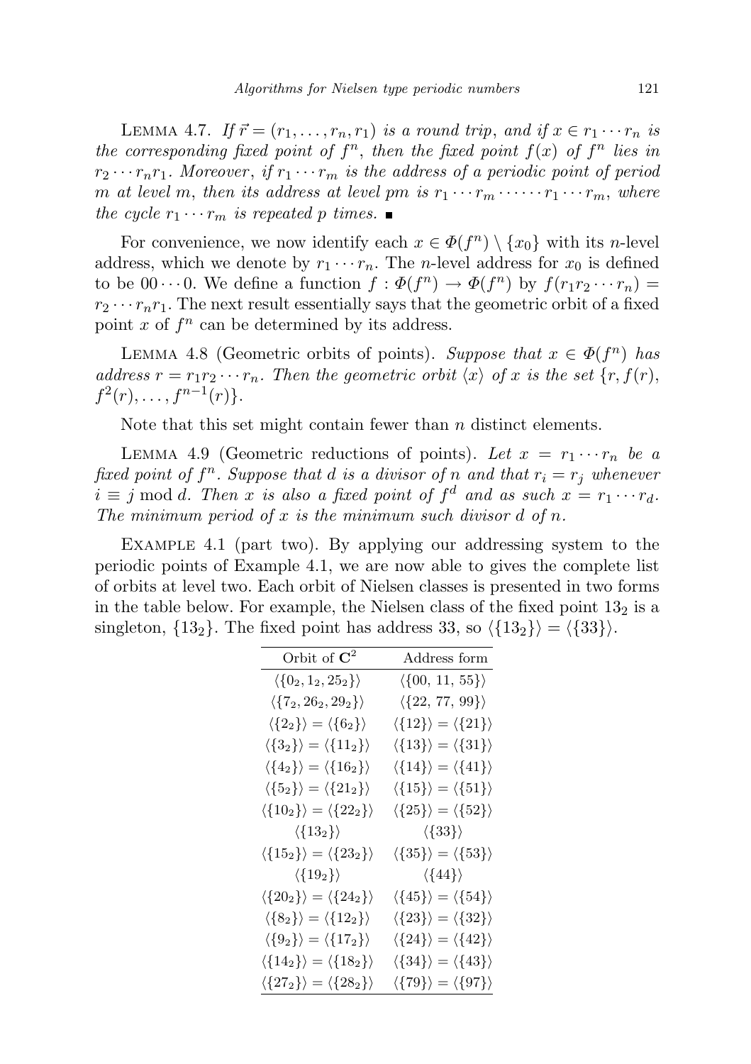LEMMA 4.7. *If $\vec{r} = (r_1, \ldots, r_n, r_1)$ is a round trip, and if $x \in r_1 \cdots r_n$ is the corresponding fixed point of $f^n$, then the fixed point $f(x)$ of $f^n$ lies in $r_2 \cdots r_n r_1$. Moreover, if $r_1 \cdots r_m$ is the address of a periodic point of period $m$ at level $m$, then its address at level $pm$ is $r_1 \cdots r_m \cdots \cdots r_1 \cdots r_m$, where the cycle $r_1 \cdots r_m$ is repeated $p$ times.* ∎

For convenience, we now identify each $x \in \Phi(f^n) \setminus \{x_0\}$ with its $n$-level address, which we denote by $r_1 \cdots r_n$. The $n$-level address for $x_0$ is defined to be $00 \cdots 0$. We define a function $f : \Phi(f^n) \to \Phi(f^n)$ by $f(r_1 r_2 \cdots r_n) = r_2 \cdots r_n r_1$. The next result essentially says that the geometric orbit of a fixed point $x$ of $f^n$ can be determined by its address.

LEMMA 4.8 (Geometric orbits of points). *Suppose that $x \in \Phi(f^n)$ has address $r = r_1 r_2 \cdots r_n$. Then the geometric orbit $\langle x \rangle$ of $x$ is the set $\{r, f(r), f^2(r), \ldots, f^{n-1}(r)\}$.*

Note that this set might contain fewer than $n$ distinct elements.

LEMMA 4.9 (Geometric reductions of points). *Let $x = r_1 \cdots r_n$ be a fixed point of $f^n$. Suppose that $d$ is a divisor of $n$ and that $r_i = r_j$ whenever $i \equiv j \bmod d$. Then $x$ is also a fixed point of $f^d$ and as such $x = r_1 \cdots r_d$. The minimum period of $x$ is the minimum such divisor $d$ of $n$.*

EXAMPLE 4.1 (part two). By applying our addressing system to the periodic points of Example 4.1, we are now able to gives the complete list of orbits at level two. Each orbit of Nielsen classes is presented in two forms in the table below. For example, the Nielsen class of the fixed point $13_2$ is a singleton, $\{13_2\}$. The fixed point has address 33, so $\langle\{13_2\}\rangle = \langle\{33\}\rangle$.

| Orbit of $\mathbf{C}^2$ | Address form |
|---|---|
| $\langle\{0_2, 1_2, 25_2\}\rangle$ | $\langle\{00,\ 11,\ 55\}\rangle$ |
| $\langle\{7_2, 26_2, 29_2\}\rangle$ | $\langle\{22,\ 77,\ 99\}\rangle$ |
| $\langle\{2_2\}\rangle = \langle\{6_2\}\rangle$ | $\langle\{12\}\rangle = \langle\{21\}\rangle$ |
| $\langle\{3_2\}\rangle = \langle\{11_2\}\rangle$ | $\langle\{13\}\rangle = \langle\{31\}\rangle$ |
| $\langle\{4_2\}\rangle = \langle\{16_2\}\rangle$ | $\langle\{14\}\rangle = \langle\{41\}\rangle$ |
| $\langle\{5_2\}\rangle = \langle\{21_2\}\rangle$ | $\langle\{15\}\rangle = \langle\{51\}\rangle$ |
| $\langle\{10_2\}\rangle = \langle\{22_2\}\rangle$ | $\langle\{25\}\rangle = \langle\{52\}\rangle$ |
| $\langle\{13_2\}\rangle$ | $\langle\{33\}\rangle$ |
| $\langle\{15_2\}\rangle = \langle\{23_2\}\rangle$ | $\langle\{35\}\rangle = \langle\{53\}\rangle$ |
| $\langle\{19_2\}\rangle$ | $\langle\{44\}\rangle$ |
| $\langle\{20_2\}\rangle = \langle\{24_2\}\rangle$ | $\langle\{45\}\rangle = \langle\{54\}\rangle$ |
| $\langle\{8_2\}\rangle = \langle\{12_2\}\rangle$ | $\langle\{23\}\rangle = \langle\{32\}\rangle$ |
| $\langle\{9_2\}\rangle = \langle\{17_2\}\rangle$ | $\langle\{24\}\rangle = \langle\{42\}\rangle$ |
| $\langle\{14_2\}\rangle = \langle\{18_2\}\rangle$ | $\langle\{34\}\rangle = \langle\{43\}\rangle$ |
| $\langle\{27_2\}\rangle = \langle\{28_2\}\rangle$ | $\langle\{79\}\rangle = \langle\{97\}\rangle$ |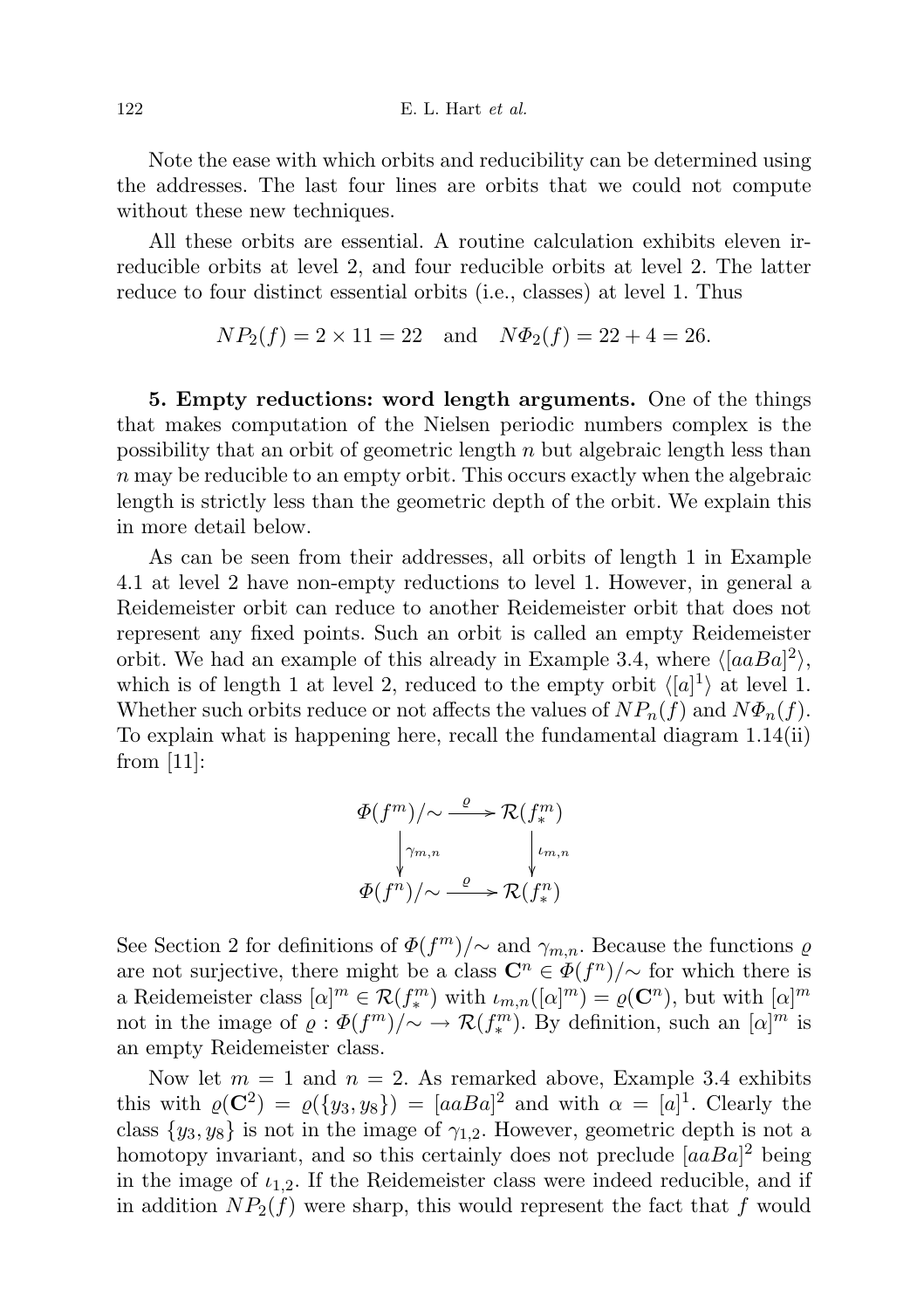Note the ease with which orbits and reducibility can be determined using the addresses. The last four lines are orbits that we could not compute without these new techniques.

All these orbits are essential. A routine calculation exhibits eleven irreducible orbits at level 2, and four reducible orbits at level 2. The latter reduce to four distinct essential orbits (i.e., classes) at level 1. Thus

$$NP_2(f) = 2 \times 11 = 22 \quad \text{and} \quad N\Phi_2(f) = 22 + 4 = 26.$$

**5. Empty reductions: word length arguments.** One of the things that makes computation of the Nielsen periodic numbers complex is the possibility that an orbit of geometric length $n$ but algebraic length less than $n$ may be reducible to an empty orbit. This occurs exactly when the algebraic length is strictly less than the geometric depth of the orbit. We explain this in more detail below.

As can be seen from their addresses, all orbits of length 1 in Example 4.1 at level 2 have non-empty reductions to level 1. However, in general a Reidemeister orbit can reduce to another Reidemeister orbit that does not represent any fixed points. Such an orbit is called an empty Reidemeister orbit. We had an example of this already in Example 3.4, where $\langle [aaBa]^2 \rangle$, which is of length 1 at level 2, reduced to the empty orbit $\langle [a]^1 \rangle$ at level 1. Whether such orbits reduce or not affects the values of $NP_n(f)$ and $N\Phi_n(f)$. To explain what is happening here, recall the fundamental diagram 1.14(ii) from [11]:

$$\begin{array}{ccc}
\Phi(f^m)/\sim & \xrightarrow{\ \varrho\ } & \mathcal{R}(f_*^m) \\
\Big\downarrow {\scriptstyle \gamma_{m,n}} & & \Big\downarrow {\scriptstyle \iota_{m,n}} \\
\Phi(f^n)/\sim & \xrightarrow{\ \varrho\ } & \mathcal{R}(f_*^n)
\end{array}$$

See Section 2 for definitions of $\Phi(f^m)/\sim$ and $\gamma_{m,n}$. Because the functions $\varrho$ are not surjective, there might be a class $\mathbf{C}^n \in \Phi(f^n)/\sim$ for which there is a Reidemeister class $[\alpha]^m \in \mathcal{R}(f_*^m)$ with $\iota_{m,n}([\alpha]^m) = \varrho(\mathbf{C}^n)$, but with $[\alpha]^m$ not in the image of $\varrho : \Phi(f^m)/\sim \to \mathcal{R}(f_*^m)$. By definition, such an $[\alpha]^m$ is an empty Reidemeister class.

Now let $m = 1$ and $n = 2$. As remarked above, Example 3.4 exhibits this with $\varrho(\mathbf{C}^2) = \varrho(\{y_3, y_8\}) = [aaBa]^2$ and with $\alpha = [a]^1$. Clearly the class $\{y_3, y_8\}$ is not in the image of $\gamma_{1,2}$. However, geometric depth is not a homotopy invariant, and so this certainly does not preclude $[aaBa]^2$ being in the image of $\iota_{1,2}$. If the Reidemeister class were indeed reducible, and if in addition $NP_2(f)$ were sharp, this would represent the fact that $f$ would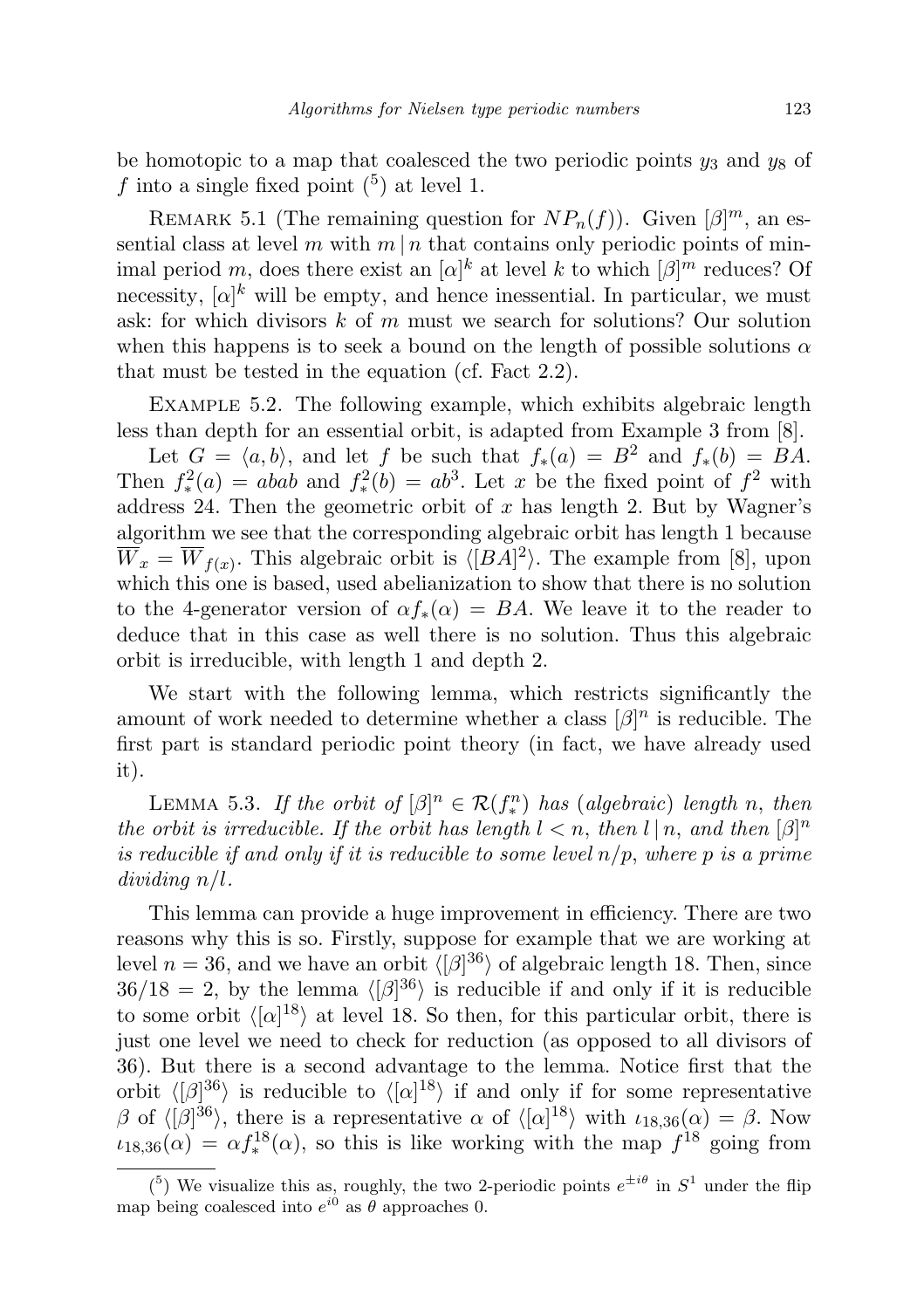be homotopic to a map that coalesced the two periodic points $y_3$ and $y_8$ of $f$ into a single fixed point ([5]) at level 1.

Remark 5.1 (The remaining question for $NP_n(f)$). Given $[\beta]^m$, an essential class at level $m$ with $m \mid n$ that contains only periodic points of minimal period $m$, does there exist an $[\alpha]^k$ at level $k$ to which $[\beta]^m$ reduces? Of necessity, $[\alpha]^k$ will be empty, and hence inessential. In particular, we must ask: for which divisors $k$ of $m$ must we search for solutions? Our solution when this happens is to seek a bound on the length of possible solutions $\alpha$ that must be tested in the equation (cf. Fact 2.2).

Example 5.2. The following example, which exhibits algebraic length less than depth for an essential orbit, is adapted from Example 3 from [8].

Let $G = \langle a, b\rangle$, and let $f$ be such that $f_*(a) = B^2$ and $f_*(b) = BA$. Then $f_*^2(a) = abab$ and $f_*^2(b) = ab^3$. Let $x$ be the fixed point of $f^2$ with address 24. Then the geometric orbit of $x$ has length 2. But by Wagner's algorithm we see that the corresponding algebraic orbit has length 1 because $\overline{W}_x = \overline{W}_{f(x)}$. This algebraic orbit is $\langle [BA]^2\rangle$. The example from [8], upon which this one is based, used abelianization to show that there is no solution to the 4-generator version of $\alpha f_*(\alpha) = BA$. We leave it to the reader to deduce that in this case as well there is no solution. Thus this algebraic orbit is irreducible, with length 1 and depth 2.

We start with the following lemma, which restricts significantly the amount of work needed to determine whether a class $[\beta]^n$ is reducible. The first part is standard periodic point theory (in fact, we have already used it).

Lemma 5.3. *If the orbit of $[\beta]^n \in \mathcal{R}(f_*^n)$ has (algebraic) length $n$, then the orbit is irreducible. If the orbit has length $l < n$, then $l \mid n$, and then $[\beta]^n$ is reducible if and only if it is reducible to some level $n/p$, where $p$ is a prime dividing $n/l$.*

This lemma can provide a huge improvement in efficiency. There are two reasons why this is so. Firstly, suppose for example that we are working at level $n = 36$, and we have an orbit $\langle[\beta]^{36}\rangle$ of algebraic length 18. Then, since $36/18 = 2$, by the lemma $\langle[\beta]^{36}\rangle$ is reducible if and only if it is reducible to some orbit $\langle[\alpha]^{18}\rangle$ at level 18. So then, for this particular orbit, there is just one level we need to check for reduction (as opposed to all divisors of 36). But there is a second advantage to the lemma. Notice first that the orbit $\langle[\beta]^{36}\rangle$ is reducible to $\langle[\alpha]^{18}\rangle$ if and only if for some representative $\beta$ of $\langle[\beta]^{36}\rangle$, there is a representative $\alpha$ of $\langle[\alpha]^{18}\rangle$ with $\iota_{18,36}(\alpha) = \beta$. Now $\iota_{18,36}(\alpha) = \alpha f_*^{18}(\alpha)$, so this is like working with the map $f^{18}$ going from

([5]) We visualize this as, roughly, the two 2-periodic points $e^{\pm i\theta}$ in $S^1$ under the flip map being coalesced into $e^{i0}$ as $\theta$ approaches 0.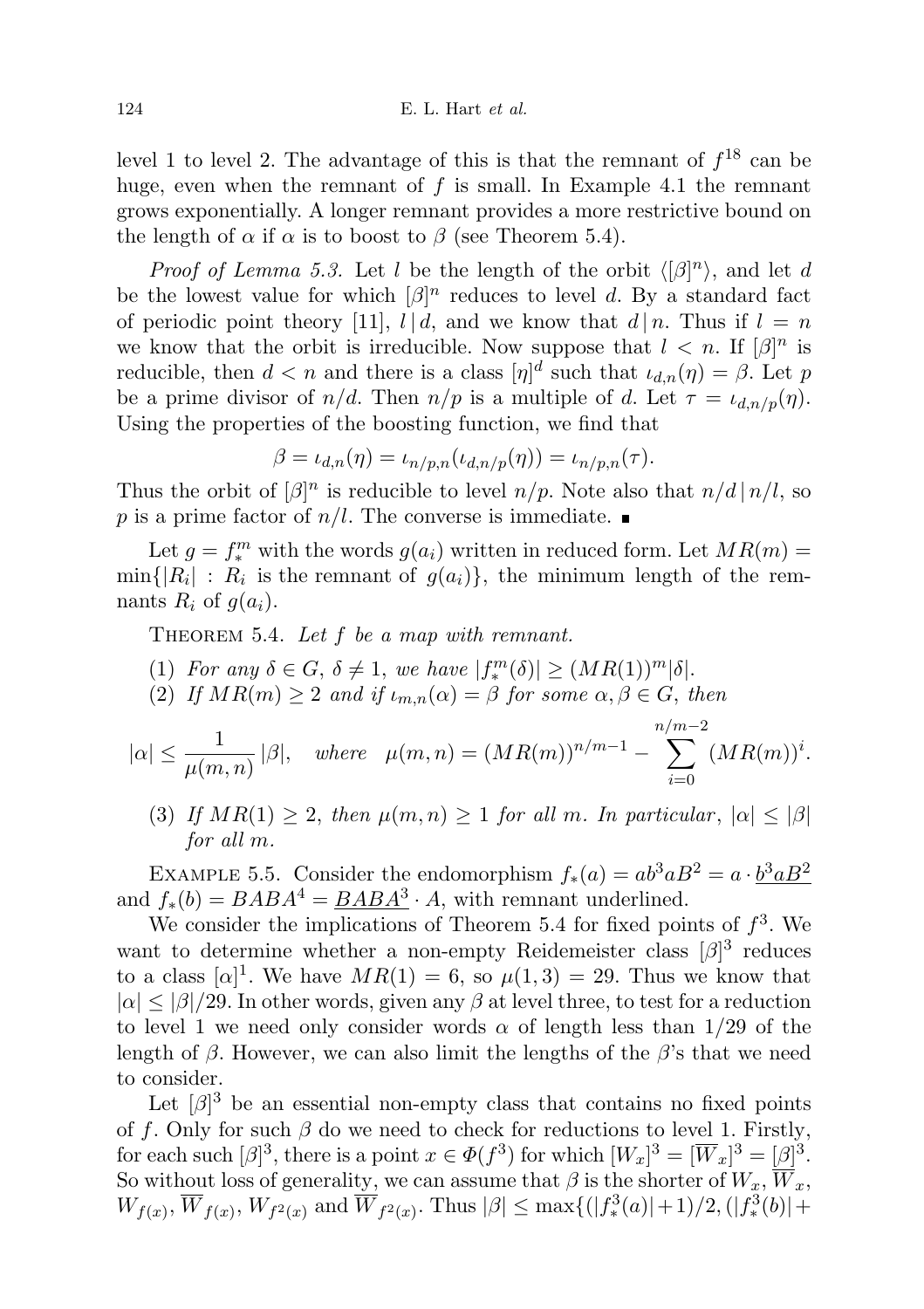level 1 to level 2. The advantage of this is that the remnant of $f^{18}$ can be huge, even when the remnant of $f$ is small. In Example 4.1 the remnant grows exponentially. A longer remnant provides a more restrictive bound on the length of $\alpha$ if $\alpha$ is to boost to $\beta$ (see Theorem 5.4).

*Proof of Lemma 5.3.* Let $l$ be the length of the orbit $\langle[\beta]^n\rangle$, and let $d$ be the lowest value for which $[\beta]^n$ reduces to level $d$. By a standard fact of periodic point theory [11], $l \mid d$, and we know that $d \mid n$. Thus if $l = n$ we know that the orbit is irreducible. Now suppose that $l < n$. If $[\beta]^n$ is reducible, then $d < n$ and there is a class $[\eta]^d$ such that $\iota_{d,n}(\eta) = \beta$. Let $p$ be a prime divisor of $n/d$. Then $n/p$ is a multiple of $d$. Let $\tau = \iota_{d,n/p}(\eta)$. Using the properties of the boosting function, we find that

$$\beta = \iota_{d,n}(\eta) = \iota_{n/p,n}(\iota_{d,n/p}(\eta)) = \iota_{n/p,n}(\tau).$$

Thus the orbit of $[\beta]^n$ is reducible to level $n/p$. Note also that $n/d \mid n/l$, so $p$ is a prime factor of $n/l$. The converse is immediate. ∎

Let $g = f_*^m$ with the words $g(a_i)$ written in reduced form. Let $MR(m) = \min\{|R_i| : R_i$ is the remnant of $g(a_i)\}$, the minimum length of the remnants $R_i$ of $g(a_i)$.

THEOREM 5.4. *Let $f$ be a map with remnant.*

(1) *For any $\delta \in G$, $\delta \neq 1$, we have $|f_*^m(\delta)| \geq (MR(1))^m|\delta|$.*
(2) *If $MR(m) \geq 2$ and if $\iota_{m,n}(\alpha) = \beta$ for some $\alpha, \beta \in G$, then*

$$|\alpha| \leq \frac{1}{\mu(m,n)}\,|\beta|, \quad \textit{where} \quad \mu(m,n) = (MR(m))^{n/m-1} - \sum_{i=0}^{n/m-2} (MR(m))^i.$$

(3) *If $MR(1) \geq 2$, then $\mu(m,n) \geq 1$ for all $m$. In particular, $|\alpha| \leq |\beta|$ for all $m$.*

EXAMPLE 5.5. Consider the endomorphism $f_*(a) = ab^3aB^2 = a \cdot \underline{b^3aB^2}$ and $f_*(b) = BABA^4 = \underline{BABA^3} \cdot A$, with remnant underlined.

We consider the implications of Theorem 5.4 for fixed points of $f^3$. We want to determine whether a non-empty Reidemeister class $[\beta]^3$ reduces to a class $[\alpha]^1$. We have $MR(1) = 6$, so $\mu(1,3) = 29$. Thus we know that $|\alpha| \leq |\beta|/29$. In other words, given any $\beta$ at level three, to test for a reduction to level 1 we need only consider words $\alpha$ of length less than $1/29$ of the length of $\beta$. However, we can also limit the lengths of the $\beta$'s that we need to consider.

Let $[\beta]^3$ be an essential non-empty class that contains no fixed points of $f$. Only for such $\beta$ do we need to check for reductions to level 1. Firstly, for each such $[\beta]^3$, there is a point $x \in \Phi(f^3)$ for which $[W_x]^3 = [\overline{W}_x]^3 = [\beta]^3$. So without loss of generality, we can assume that $\beta$ is the shorter of $W_x$, $\overline{W}_x$, $W_{f(x)}$, $\overline{W}_{f(x)}$, $W_{f^2(x)}$ and $\overline{W}_{f^2(x)}$. Thus $|\beta| \leq \max\{(|f_*^3(a)|+1)/2, (|f_*^3(b)|+$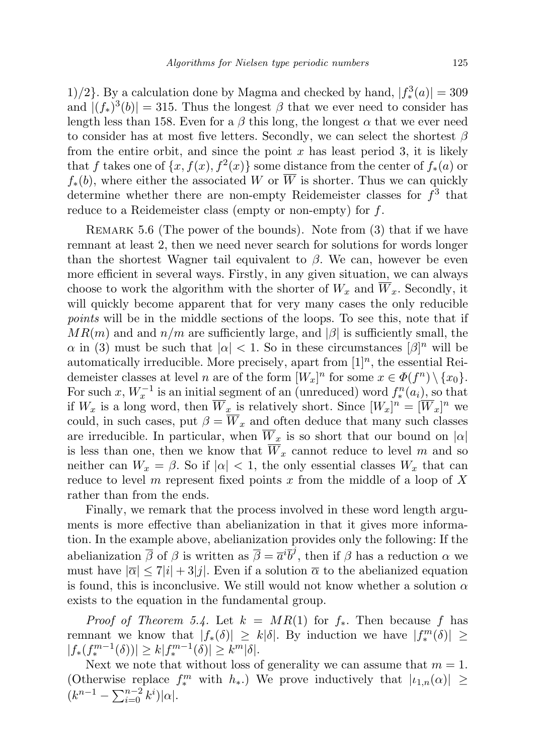1)/2}. By a calculation done by Magma and checked by hand, $|f_*^3(a)| = 309$ and $|(f_*)^3(b)| = 315$. Thus the longest $\beta$ that we ever need to consider has length less than 158. Even for a $\beta$ this long, the longest $\alpha$ that we ever need to consider has at most five letters. Secondly, we can select the shortest $\beta$ from the entire orbit, and since the point $x$ has least period 3, it is likely that $f$ takes one of $\{x, f(x), f^2(x)\}$ some distance from the center of $f_*(a)$ or $f_*(b)$, where either the associated $W$ or $\overline{W}$ is shorter. Thus we can quickly determine whether there are non-empty Reidemeister classes for $f^3$ that reduce to a Reidemeister class (empty or non-empty) for $f$.

Remark 5.6 (The power of the bounds). Note from (3) that if we have remnant at least 2, then we need never search for solutions for words longer than the shortest Wagner tail equivalent to $\beta$. We can, however be even more efficient in several ways. Firstly, in any given situation, we can always choose to work the algorithm with the shorter of $W_x$ and $\overline{W}_x$. Secondly, it will quickly become apparent that for very many cases the only reducible *points* will be in the middle sections of the loops. To see this, note that if $MR(m)$ and and $n/m$ are sufficiently large, and $|\beta|$ is sufficiently small, the $\alpha$ in (3) must be such that $|\alpha| < 1$. So in these circumstances $[\beta]^n$ will be automatically irreducible. More precisely, apart from $[1]^n$, the essential Reidemeister classes at level $n$ are of the form $[W_x]^n$ for some $x \in \Phi(f^n) \setminus \{x_0\}$. For such $x$, $W_x^{-1}$ is an initial segment of an (unreduced) word $f_*^n(a_i)$, so that if $W_x$ is a long word, then $\overline{W}_x$ is relatively short. Since $[W_x]^n = [\overline{W}_x]^n$ we could, in such cases, put $\beta = \overline{W}_x$ and often deduce that many such classes are irreducible. In particular, when $\overline{W}_x$ is so short that our bound on $|\alpha|$ is less than one, then we know that $\overline{W}_x$ cannot reduce to level $m$ and so neither can $W_x = \beta$. So if $|\alpha| < 1$, the only essential classes $W_x$ that can reduce to level $m$ represent fixed points $x$ from the middle of a loop of $X$ rather than from the ends.

Finally, we remark that the process involved in these word length arguments is more effective than abelianization in that it gives more information. In the example above, abelianization provides only the following: If the abelianization $\overline{\beta}$ of $\beta$ is written as $\overline{\beta} = \overline{a}^i\overline{b}^j$, then if $\beta$ has a reduction $\alpha$ we must have $|\overline{\alpha}| \leq 7|i| + 3|j|$. Even if a solution $\overline{\alpha}$ to the abelianized equation is found, this is inconclusive. We still would not know whether a solution $\alpha$ exists to the equation in the fundamental group.

*Proof of Theorem 5.4.* Let $k = MR(1)$ for $f_*$. Then because $f$ has remnant we know that $|f_*(\delta)| \geq k|\delta|$. By induction we have $|f_*^m(\delta)| \geq |f_*(f_*^{m-1}(\delta))| \geq k|f_*^{m-1}(\delta)| \geq k^m|\delta|$.

Next we note that without loss of generality we can assume that $m = 1$. (Otherwise replace $f_*^m$ with $h_*$.) We prove inductively that $|\iota_{1,n}(\alpha)| \geq (k^{n-1} - \sum_{i=0}^{n-2} k^i)|\alpha|$.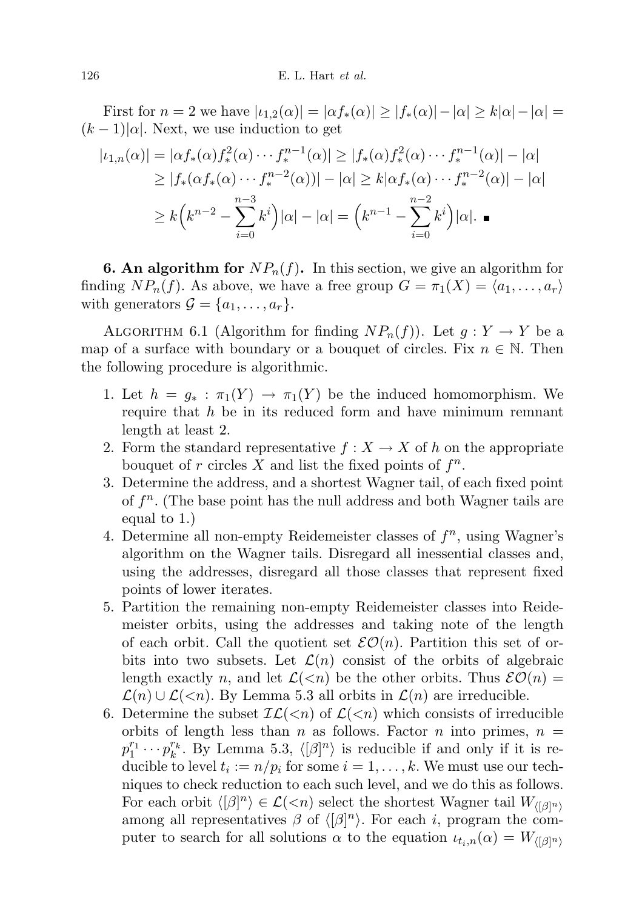First for $n = 2$ we have $|\iota_{1,2}(\alpha)| = |\alpha f_*(\alpha)| \geq |f_*(\alpha)| - |\alpha| \geq k|\alpha| - |\alpha| = (k-1)|\alpha|$. Next, we use induction to get

$$
\begin{aligned}
|\iota_{1,n}(\alpha)| &= |\alpha f_*(\alpha) f_*^2(\alpha) \cdots f_*^{n-1}(\alpha)| \geq |f_*(\alpha) f_*^2(\alpha) \cdots f_*^{n-1}(\alpha)| - |\alpha| \\
&\geq |f_*(\alpha f_*(\alpha) \cdots f_*^{n-2}(\alpha))| - |\alpha| \geq k|\alpha f_*(\alpha) \cdots f_*^{n-2}(\alpha)| - |\alpha| \\
&\geq k\Big(k^{n-2} - \sum_{i=0}^{n-3} k^i\Big)|\alpha| - |\alpha| = \Big(k^{n-1} - \sum_{i=0}^{n-2} k^i\Big)|\alpha|. \quad \blacksquare
\end{aligned}
$$

**6. An algorithm for $NP_n(f)$.** In this section, we give an algorithm for finding $NP_n(f)$. As above, we have a free group $G = \pi_1(X) = \langle a_1, \ldots, a_r \rangle$ with generators $\mathcal{G} = \{a_1, \ldots, a_r\}$.

Algorithm 6.1 (Algorithm for finding $NP_n(f)$). Let $g : Y \to Y$ be a map of a surface with boundary or a bouquet of circles. Fix $n \in \mathbb{N}$. Then the following procedure is algorithmic.

1. Let $h = g_* : \pi_1(Y) \to \pi_1(Y)$ be the induced homomorphism. We require that $h$ be in its reduced form and have minimum remnant length at least 2.
2. Form the standard representative $f : X \to X$ of $h$ on the appropriate bouquet of $r$ circles $X$ and list the fixed points of $f^n$.
3. Determine the address, and a shortest Wagner tail, of each fixed point of $f^n$. (The base point has the null address and both Wagner tails are equal to 1.)
4. Determine all non-empty Reidemeister classes of $f^n$, using Wagner's algorithm on the Wagner tails. Disregard all inessential classes and, using the addresses, disregard all those classes that represent fixed points of lower iterates.
5. Partition the remaining non-empty Reidemeister classes into Reidemeister orbits, using the addresses and taking note of the length of each orbit. Call the quotient set $\mathcal{EO}(n)$. Partition this set of orbits into two subsets. Let $\mathcal{L}(n)$ consist of the orbits of algebraic length exactly $n$, and let $\mathcal{L}(<n)$ be the other orbits. Thus $\mathcal{EO}(n) = \mathcal{L}(n) \cup \mathcal{L}(<n)$. By Lemma 5.3 all orbits in $\mathcal{L}(n)$ are irreducible.
6. Determine the subset $\mathcal{IL}(<n)$ of $\mathcal{L}(<n)$ which consists of irreducible orbits of length less than $n$ as follows. Factor $n$ into primes, $n = p_1^{r_1} \cdots p_k^{r_k}$. By Lemma 5.3, $\langle [\beta]^n \rangle$ is reducible if and only if it is reducible to level $t_i := n/p_i$ for some $i = 1, \ldots, k$. We must use our techniques to check reduction to each such level, and we do this as follows. For each orbit $\langle [\beta]^n \rangle \in \mathcal{L}(<n)$ select the shortest Wagner tail $W_{\langle [\beta]^n \rangle}$ among all representatives $\beta$ of $\langle [\beta]^n \rangle$. For each $i$, program the computer to search for all solutions $\alpha$ to the equation $\iota_{t_i,n}(\alpha) = W_{\langle [\beta]^n \rangle}$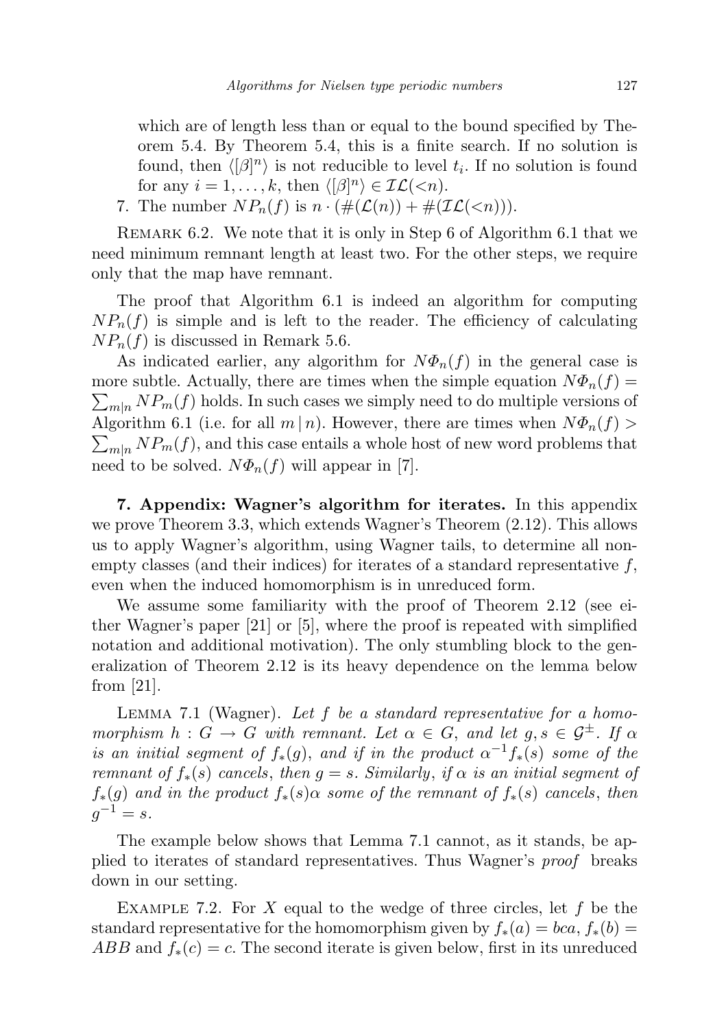which are of length less than or equal to the bound specified by Theorem 5.4. By Theorem 5.4, this is a finite search. If no solution is found, then $\langle[\beta]^n\rangle$ is not reducible to level $t_i$. If no solution is found for any $i = 1, \dots, k$, then $\langle[\beta]^n\rangle \in \mathcal{IL}(<n)$.

7. The number $NP_n(f)$ is $n \cdot (\#(\mathcal{L}(n)) + \#(\mathcal{IL}(<n)))$.

Remark 6.2. We note that it is only in Step 6 of Algorithm 6.1 that we need minimum remnant length at least two. For the other steps, we require only that the map have remnant.

The proof that Algorithm 6.1 is indeed an algorithm for computing $NP_n(f)$ is simple and is left to the reader. The efficiency of calculating $NP_n(f)$ is discussed in Remark 5.6.

As indicated earlier, any algorithm for $N\Phi_n(f)$ in the general case is more subtle. Actually, there are times when the simple equation $N\Phi_n(f) = \sum_{m|n} NP_m(f)$ holds. In such cases we simply need to do multiple versions of Algorithm 6.1 (i.e. for all $m \mid n$). However, there are times when $N\Phi_n(f) > \sum_{m|n} NP_m(f)$, and this case entails a whole host of new word problems that need to be solved. $N\Phi_n(f)$ will appear in [7].

**7. Appendix: Wagner's algorithm for iterates.** In this appendix we prove Theorem 3.3, which extends Wagner's Theorem (2.12). This allows us to apply Wagner's algorithm, using Wagner tails, to determine all nonempty classes (and their indices) for iterates of a standard representative $f$, even when the induced homomorphism is in unreduced form.

We assume some familiarity with the proof of Theorem 2.12 (see either Wagner's paper [21] or [5], where the proof is repeated with simplified notation and additional motivation). The only stumbling block to the generalization of Theorem 2.12 is its heavy dependence on the lemma below from [21].

Lemma 7.1 (Wagner). *Let $f$ be a standard representative for a homomorphism $h : G \to G$ with remnant. Let $\alpha \in G$, and let $g, s \in \mathcal{G}^{\pm}$. If $\alpha$ is an initial segment of $f_*(g)$, and if in the product $\alpha^{-1} f_*(s)$ some of the remnant of $f_*(s)$ cancels, then $g = s$. Similarly, if $\alpha$ is an initial segment of $f_*(g)$ and in the product $f_*(s)\alpha$ some of the remnant of $f_*(s)$ cancels, then $g^{-1} = s$.*

The example below shows that Lemma 7.1 cannot, as it stands, be applied to iterates of standard representatives. Thus Wagner's *proof* breaks down in our setting.

Example 7.2. For $X$ equal to the wedge of three circles, let $f$ be the standard representative for the homomorphism given by $f_*(a) = bca$, $f_*(b) = ABB$ and $f_*(c) = c$. The second iterate is given below, first in its unreduced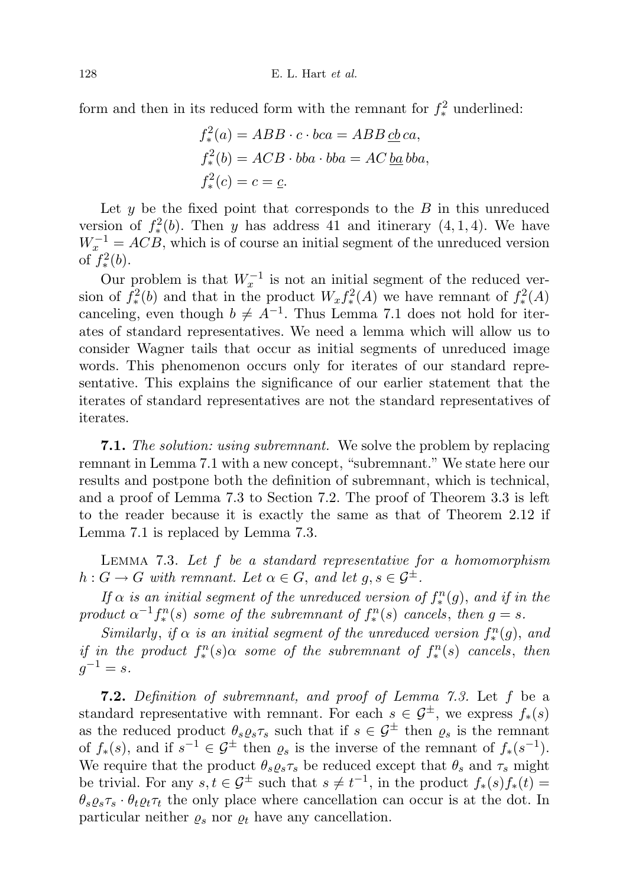form and then in its reduced form with the remnant for $f_*^2$ underlined:

$$f_*^2(a) = ABB \cdot c \cdot bca = ABB\, \underline{cb}\, ca,$$
$$f_*^2(b) = ACB \cdot bba \cdot bba = AC\, \underline{ba}\, bba,$$
$$f_*^2(c) = c = \underline{c}.$$

Let $y$ be the fixed point that corresponds to the $B$ in this unreduced version of $f_*^2(b)$. Then $y$ has address 41 and itinerary $(4,1,4)$. We have $W_x^{-1} = ACB$, which is of course an initial segment of the unreduced version of $f_*^2(b)$.

Our problem is that $W_x^{-1}$ is not an initial segment of the reduced version of $f_*^2(b)$ and that in the product $W_x f_*^2(A)$ we have remnant of $f_*^2(A)$ canceling, even though $b \neq A^{-1}$. Thus Lemma 7.1 does not hold for iterates of standard representatives. We need a lemma which will allow us to consider Wagner tails that occur as initial segments of unreduced image words. This phenomenon occurs only for iterates of our standard representative. This explains the significance of our earlier statement that the iterates of standard representatives are not the standard representatives of iterates.

**7.1.** *The solution: using subremnant.* We solve the problem by replacing remnant in Lemma 7.1 with a new concept, "subremnant." We state here our results and postpone both the definition of subremnant, which is technical, and a proof of Lemma 7.3 to Section 7.2. The proof of Theorem 3.3 is left to the reader because it is exactly the same as that of Theorem 2.12 if Lemma 7.1 is replaced by Lemma 7.3.

LEMMA 7.3. *Let $f$ be a standard representative for a homomorphism $h : G \to G$ with remnant. Let $\alpha \in G$, and let $g, s \in \mathcal{G}^{\pm}$.*

*If $\alpha$ is an initial segment of the unreduced version of $f_*^n(g)$, and if in the product $\alpha^{-1} f_*^n(s)$ some of the subremnant of $f_*^n(s)$ cancels, then $g = s$.*

*Similarly, if $\alpha$ is an initial segment of the unreduced version $f_*^n(g)$, and if in the product $f_*^n(s)\alpha$ some of the subremnant of $f_*^n(s)$ cancels, then $g^{-1} = s$.*

**7.2.** *Definition of subremnant, and proof of Lemma 7.3.* Let $f$ be a standard representative with remnant. For each $s \in \mathcal{G}^{\pm}$, we express $f_*(s)$ as the reduced product $\theta_s \varrho_s \tau_s$ such that if $s \in \mathcal{G}^{\pm}$ then $\varrho_s$ is the remnant of $f_*(s)$, and if $s^{-1} \in \mathcal{G}^{\pm}$ then $\varrho_s$ is the inverse of the remnant of $f_*(s^{-1})$. We require that the product $\theta_s \varrho_s \tau_s$ be reduced except that $\theta_s$ and $\tau_s$ might be trivial. For any $s, t \in \mathcal{G}^{\pm}$ such that $s \neq t^{-1}$, in the product $f_*(s) f_*(t) = \theta_s \varrho_s \tau_s \cdot \theta_t \varrho_t \tau_t$ the only place where cancellation can occur is at the dot. In particular neither $\varrho_s$ nor $\varrho_t$ have any cancellation.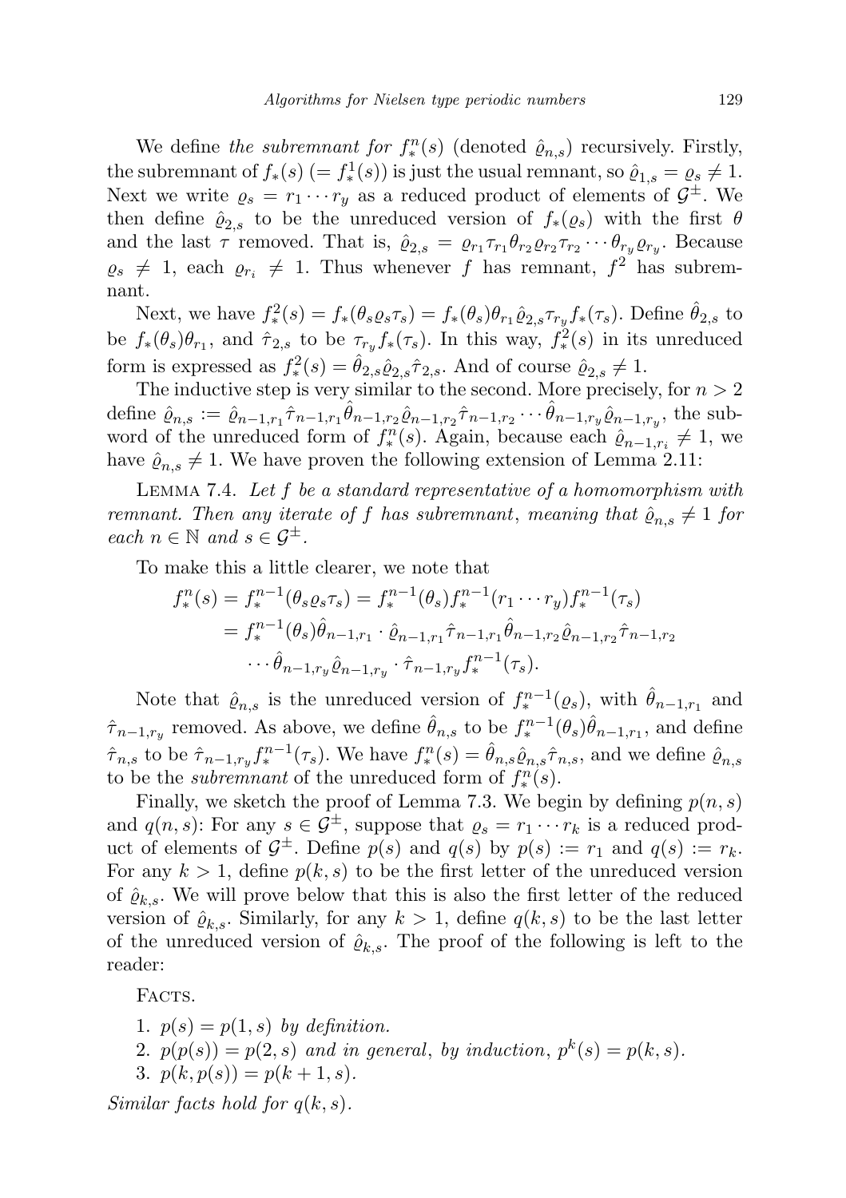We define *the subremnant for* $f_*^n(s)$ (denoted $\hat{\varrho}_{n,s}$) recursively. Firstly, the subremnant of $f_*(s)$ $(= f_*^1(s))$ is just the usual remnant, so $\hat{\varrho}_{1,s} = \varrho_s \neq 1$. Next we write $\varrho_s = r_1 \cdots r_y$ as a reduced product of elements of $\mathcal{G}^{\pm}$. We then define $\hat{\varrho}_{2,s}$ to be the unreduced version of $f_*(\varrho_s)$ with the first $\theta$ and the last $\tau$ removed. That is, $\hat{\varrho}_{2,s} = \varrho_{r_1}\tau_{r_1}\theta_{r_2}\varrho_{r_2}\tau_{r_2}\cdots\theta_{r_y}\varrho_{r_y}$. Because $\varrho_s \neq 1$, each $\varrho_{r_i} \neq 1$. Thus whenever $f$ has remnant, $f^2$ has subremnant.

Next, we have $f_*^2(s) = f_*(\theta_s\varrho_s\tau_s) = f_*(\theta_s)\theta_{r_1}\hat{\varrho}_{2,s}\tau_{r_y}f_*(\tau_s)$. Define $\hat{\theta}_{2,s}$ to be $f_*(\theta_s)\theta_{r_1}$, and $\hat{\tau}_{2,s}$ to be $\tau_{r_y}f_*(\tau_s)$. In this way, $f_*^2(s)$ in its unreduced form is expressed as $f_*^2(s) = \hat{\theta}_{2,s}\hat{\varrho}_{2,s}\hat{\tau}_{2,s}$. And of course $\hat{\varrho}_{2,s} \neq 1$.

The inductive step is very similar to the second. More precisely, for $n > 2$ define $\hat{\varrho}_{n,s} := \hat{\varrho}_{n-1,r_1}\hat{\tau}_{n-1,r_1}\hat{\theta}_{n-1,r_2}\hat{\varrho}_{n-1,r_2}\hat{\tau}_{n-1,r_2}\cdots\hat{\theta}_{n-1,r_y}\hat{\varrho}_{n-1,r_y}$, the subword of the unreduced form of $f_*^n(s)$. Again, because each $\hat{\varrho}_{n-1,r_i} \neq 1$, we have $\hat{\varrho}_{n,s} \neq 1$. We have proven the following extension of Lemma 2.11:

Lemma 7.4. *Let $f$ be a standard representative of a homomorphism with remnant. Then any iterate of $f$ has subremnant, meaning that $\hat{\varrho}_{n,s} \neq 1$ for each $n \in \mathbb{N}$ and $s \in \mathcal{G}^{\pm}$.*

To make this a little clearer, we note that

$$\begin{aligned}
f_*^n(s) &= f_*^{n-1}(\theta_s\varrho_s\tau_s) = f_*^{n-1}(\theta_s)f_*^{n-1}(r_1\cdots r_y)f_*^{n-1}(\tau_s)\\
&= f_*^{n-1}(\theta_s)\hat{\theta}_{n-1,r_1}\cdot\hat{\varrho}_{n-1,r_1}\hat{\tau}_{n-1,r_1}\hat{\theta}_{n-1,r_2}\hat{\varrho}_{n-1,r_2}\hat{\tau}_{n-1,r_2}\\
&\quad\cdots\hat{\theta}_{n-1,r_y}\hat{\varrho}_{n-1,r_y}\cdot\hat{\tau}_{n-1,r_y}f_*^{n-1}(\tau_s).
\end{aligned}$$

Note that $\hat{\varrho}_{n,s}$ is the unreduced version of $f_*^{n-1}(\varrho_s)$, with $\hat{\theta}_{n-1,r_1}$ and $\hat{\tau}_{n-1,r_y}$ removed. As above, we define $\hat{\theta}_{n,s}$ to be $f_*^{n-1}(\theta_s)\hat{\theta}_{n-1,r_1}$, and define $\hat{\tau}_{n,s}$ to be $\hat{\tau}_{n-1,r_y}f_*^{n-1}(\tau_s)$. We have $f_*^n(s) = \hat{\theta}_{n,s}\hat{\varrho}_{n,s}\hat{\tau}_{n,s}$, and we define $\hat{\varrho}_{n,s}$ to be the *subremnant* of the unreduced form of $f_*^n(s)$.

Finally, we sketch the proof of Lemma 7.3. We begin by defining $p(n,s)$ and $q(n,s)$: For any $s \in \mathcal{G}^{\pm}$, suppose that $\varrho_s = r_1\cdots r_k$ is a reduced product of elements of $\mathcal{G}^{\pm}$. Define $p(s)$ and $q(s)$ by $p(s) := r_1$ and $q(s) := r_k$. For any $k > 1$, define $p(k,s)$ to be the first letter of the unreduced version of $\hat{\varrho}_{k,s}$. We will prove below that this is also the first letter of the reduced version of $\hat{\varrho}_{k,s}$. Similarly, for any $k > 1$, define $q(k,s)$ to be the last letter of the unreduced version of $\hat{\varrho}_{k,s}$. The proof of the following is left to the reader:

Facts.

1. $p(s) = p(1,s)$ *by definition.*
2. $p(p(s)) = p(2,s)$ *and in general, by induction,* $p^k(s) = p(k,s)$.
3. $p(k,p(s)) = p(k+1,s)$.

*Similar facts hold for* $q(k,s)$.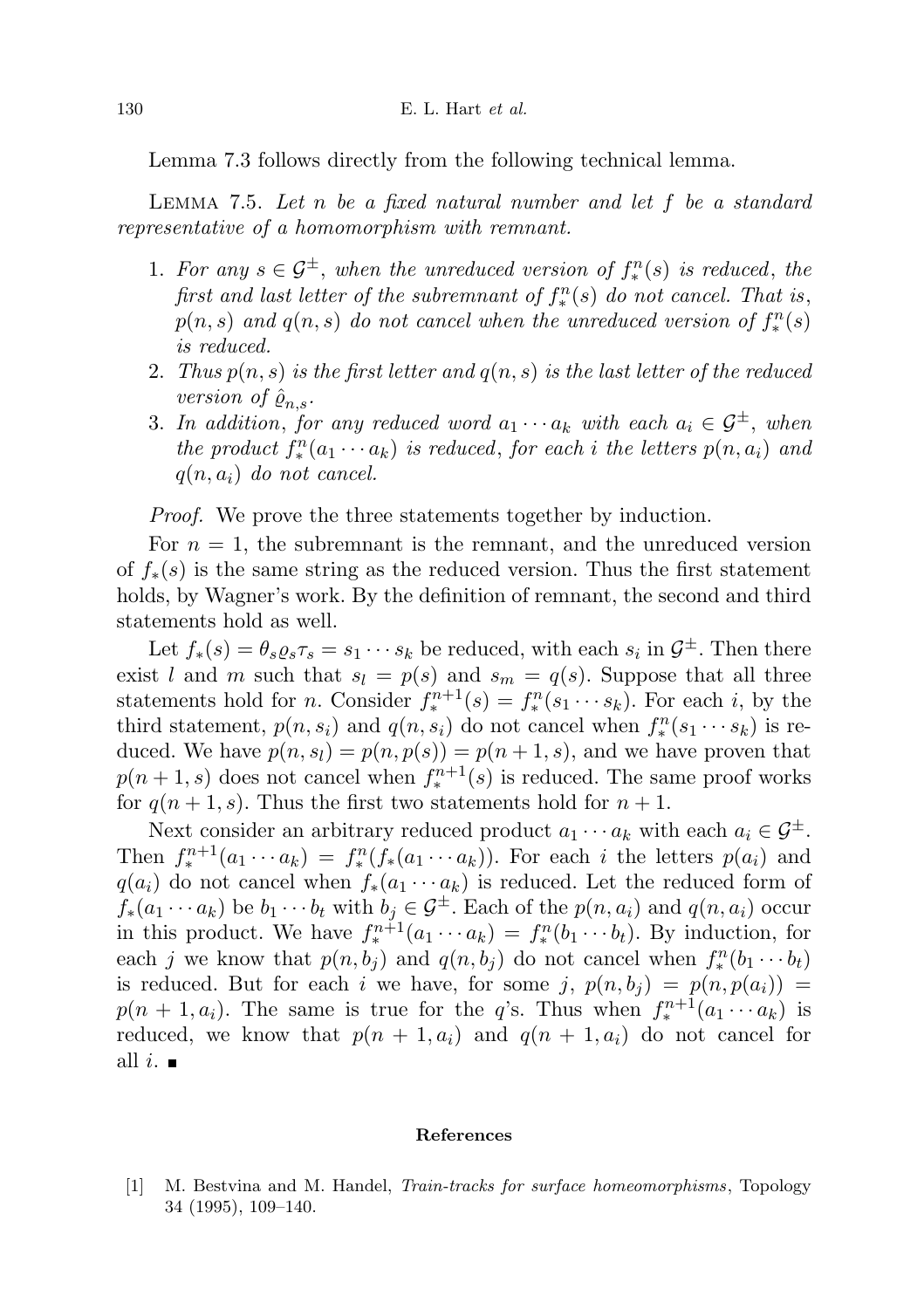Lemma 7.3 follows directly from the following technical lemma.

Lemma 7.5. *Let $n$ be a fixed natural number and let $f$ be a standard representative of a homomorphism with remnant.*

1. *For any $s \in \mathcal{G}^{\pm}$, when the unreduced version of $f_*^n(s)$ is reduced, the first and last letter of the subremnant of $f_*^n(s)$ do not cancel. That is, $p(n,s)$ and $q(n,s)$ do not cancel when the unreduced version of $f_*^n(s)$ is reduced.*
2. *Thus $p(n,s)$ is the first letter and $q(n,s)$ is the last letter of the reduced version of $\hat{\varrho}_{n,s}$.*
3. *In addition, for any reduced word $a_1 \cdots a_k$ with each $a_i \in \mathcal{G}^{\pm}$, when the product $f_*^n(a_1 \cdots a_k)$ is reduced, for each $i$ the letters $p(n,a_i)$ and $q(n,a_i)$ do not cancel.*

*Proof.* We prove the three statements together by induction.

For $n = 1$, the subremnant is the remnant, and the unreduced version of $f_*(s)$ is the same string as the reduced version. Thus the first statement holds, by Wagner's work. By the definition of remnant, the second and third statements hold as well.

Let $f_*(s) = \theta_s \varrho_s \tau_s = s_1 \cdots s_k$ be reduced, with each $s_i$ in $\mathcal{G}^{\pm}$. Then there exist $l$ and $m$ such that $s_l = p(s)$ and $s_m = q(s)$. Suppose that all three statements hold for $n$. Consider $f_*^{n+1}(s) = f_*^n(s_1 \cdots s_k)$. For each $i$, by the third statement, $p(n,s_i)$ and $q(n,s_i)$ do not cancel when $f_*^n(s_1 \cdots s_k)$ is reduced. We have $p(n,s_l) = p(n,p(s)) = p(n+1,s)$, and we have proven that $p(n+1,s)$ does not cancel when $f_*^{n+1}(s)$ is reduced. The same proof works for $q(n+1,s)$. Thus the first two statements hold for $n+1$.

Next consider an arbitrary reduced product $a_1 \cdots a_k$ with each $a_i \in \mathcal{G}^{\pm}$. Then $f_*^{n+1}(a_1 \cdots a_k) = f_*^n(f_*(a_1 \cdots a_k))$. For each $i$ the letters $p(a_i)$ and $q(a_i)$ do not cancel when $f_*(a_1 \cdots a_k)$ is reduced. Let the reduced form of $f_*(a_1 \cdots a_k)$ be $b_1 \cdots b_t$ with $b_j \in \mathcal{G}^{\pm}$. Each of the $p(n,a_i)$ and $q(n,a_i)$ occur in this product. We have $f_*^{n+1}(a_1 \cdots a_k) = f_*^n(b_1 \cdots b_t)$. By induction, for each $j$ we know that $p(n,b_j)$ and $q(n,b_j)$ do not cancel when $f_*^n(b_1 \cdots b_t)$ is reduced. But for each $i$ we have, for some $j$, $p(n,b_j) = p(n,p(a_i)) = p(n+1,a_i)$. The same is true for the $q$'s. Thus when $f_*^{n+1}(a_1 \cdots a_k)$ is reduced, we know that $p(n+1,a_i)$ and $q(n+1,a_i)$ do not cancel for all $i$. ∎

## References

[1] M. Bestvina and M. Handel, *Train-tracks for surface homeomorphisms*, Topology 34 (1995), 109–140.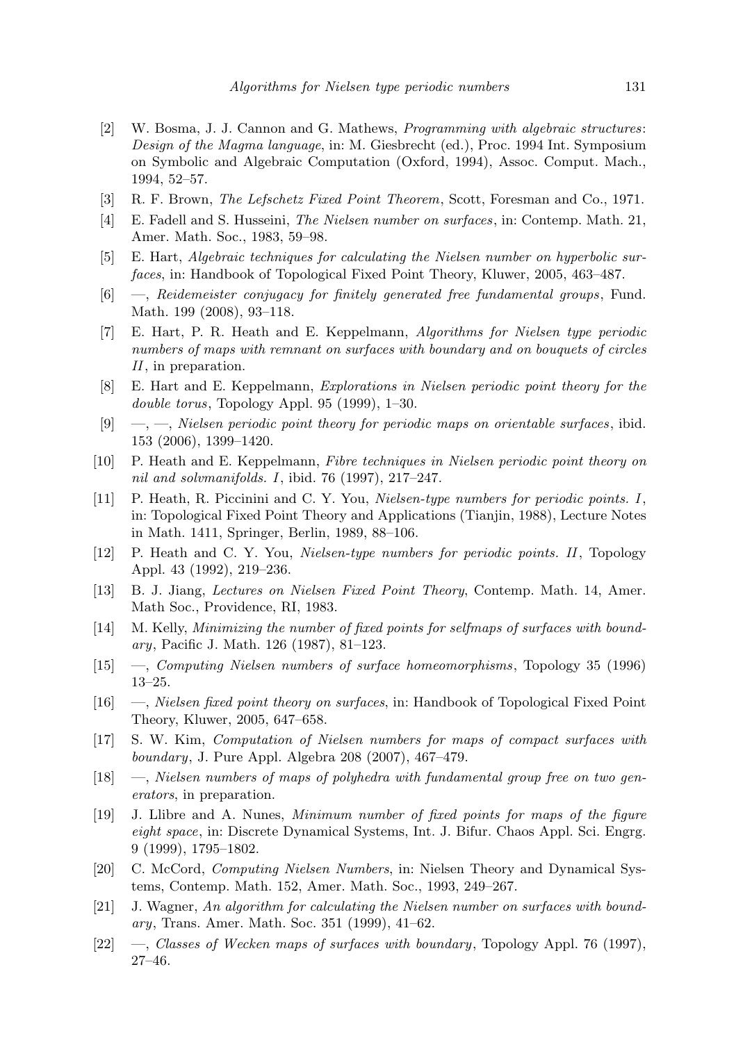[2] W. Bosma, J. J. Cannon and G. Mathews, *Programming with algebraic structures: Design of the Magma language*, in: M. Giesbrecht (ed.), Proc. 1994 Int. Symposium on Symbolic and Algebraic Computation (Oxford, 1994), Assoc. Comput. Mach., 1994, 52–57.

[3] R. F. Brown, *The Lefschetz Fixed Point Theorem*, Scott, Foresman and Co., 1971.

[4] E. Fadell and S. Husseini, *The Nielsen number on surfaces*, in: Contemp. Math. 21, Amer. Math. Soc., 1983, 59–98.

[5] E. Hart, *Algebraic techniques for calculating the Nielsen number on hyperbolic surfaces*, in: Handbook of Topological Fixed Point Theory, Kluwer, 2005, 463–487.

[6] —, *Reidemeister conjugacy for finitely generated free fundamental groups*, Fund. Math. 199 (2008), 93–118.

[7] E. Hart, P. R. Heath and E. Keppelmann, *Algorithms for Nielsen type periodic numbers of maps with remnant on surfaces with boundary and on bouquets of circles II*, in preparation.

[8] E. Hart and E. Keppelmann, *Explorations in Nielsen periodic point theory for the double torus*, Topology Appl. 95 (1999), 1–30.

[9] —, —, *Nielsen periodic point theory for periodic maps on orientable surfaces*, ibid. 153 (2006), 1399–1420.

[10] P. Heath and E. Keppelmann, *Fibre techniques in Nielsen periodic point theory on nil and solvmanifolds. I*, ibid. 76 (1997), 217–247.

[11] P. Heath, R. Piccinini and C. Y. You, *Nielsen-type numbers for periodic points. I*, in: Topological Fixed Point Theory and Applications (Tianjin, 1988), Lecture Notes in Math. 1411, Springer, Berlin, 1989, 88–106.

[12] P. Heath and C. Y. You, *Nielsen-type numbers for periodic points. II*, Topology Appl. 43 (1992), 219–236.

[13] B. J. Jiang, *Lectures on Nielsen Fixed Point Theory*, Contemp. Math. 14, Amer. Math Soc., Providence, RI, 1983.

[14] M. Kelly, *Minimizing the number of fixed points for selfmaps of surfaces with boundary*, Pacific J. Math. 126 (1987), 81–123.

[15] —, *Computing Nielsen numbers of surface homeomorphisms*, Topology 35 (1996) 13–25.

[16] —, *Nielsen fixed point theory on surfaces*, in: Handbook of Topological Fixed Point Theory, Kluwer, 2005, 647–658.

[17] S. W. Kim, *Computation of Nielsen numbers for maps of compact surfaces with boundary*, J. Pure Appl. Algebra 208 (2007), 467–479.

[18] —, *Nielsen numbers of maps of polyhedra with fundamental group free on two generators*, in preparation.

[19] J. Llibre and A. Nunes, *Minimum number of fixed points for maps of the figure eight space*, in: Discrete Dynamical Systems, Int. J. Bifur. Chaos Appl. Sci. Engrg. 9 (1999), 1795–1802.

[20] C. McCord, *Computing Nielsen Numbers*, in: Nielsen Theory and Dynamical Systems, Contemp. Math. 152, Amer. Math. Soc., 1993, 249–267.

[21] J. Wagner, *An algorithm for calculating the Nielsen number on surfaces with boundary*, Trans. Amer. Math. Soc. 351 (1999), 41–62.

[22] —, *Classes of Wecken maps of surfaces with boundary*, Topology Appl. 76 (1997), 27–46.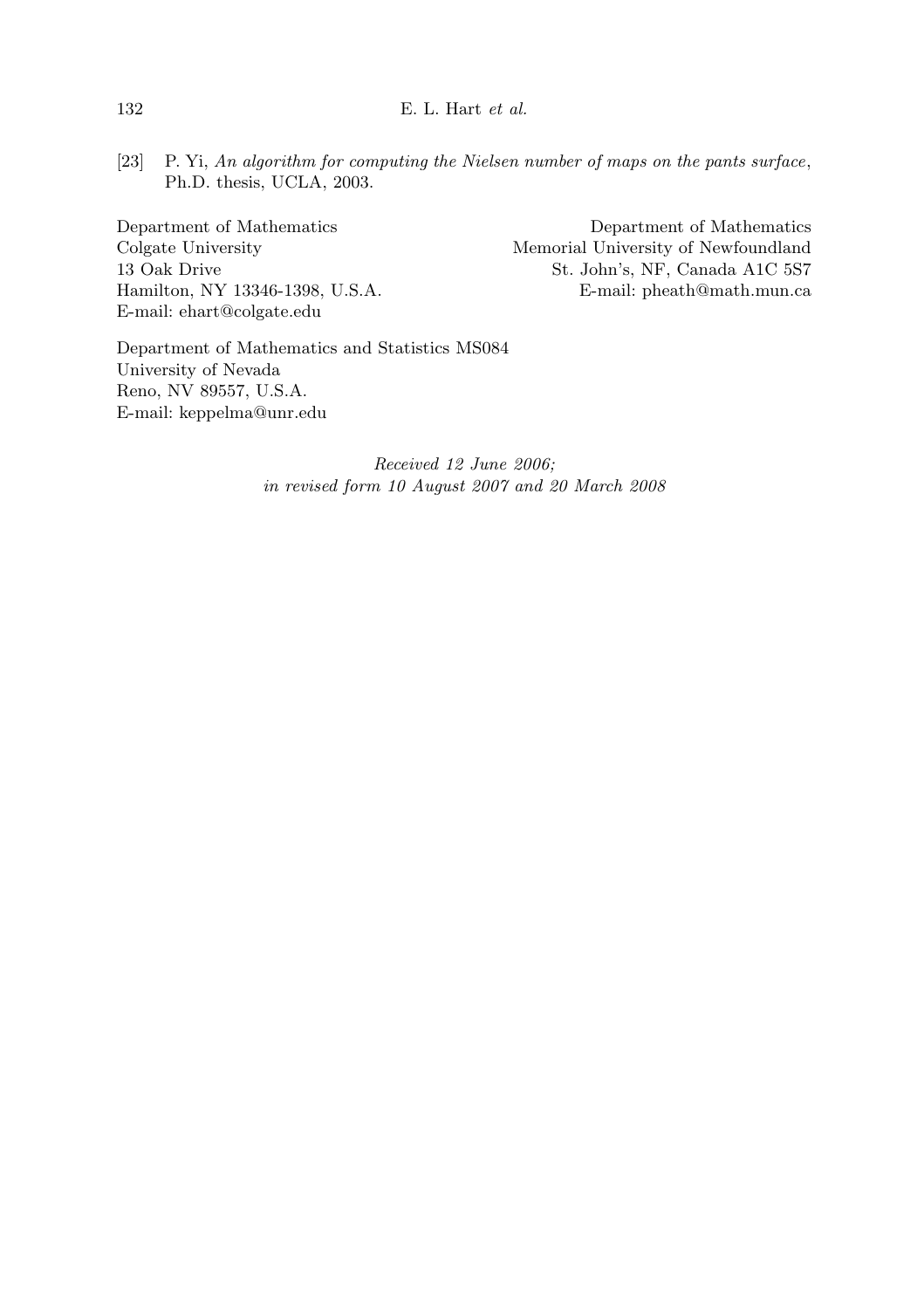[23] P. Yi, *An algorithm for computing the Nielsen number of maps on the pants surface*, Ph.D. thesis, UCLA, 2003.

Department of Mathematics
Colgate University
13 Oak Drive
Hamilton, NY 13346-1398, U.S.A.
E-mail: ehart@colgate.edu

Department of Mathematics
Memorial University of Newfoundland
St. John's, NF, Canada A1C 5S7
E-mail: pheath@math.mun.ca

Department of Mathematics and Statistics MS084
University of Nevada
Reno, NV 89557, U.S.A.
E-mail: keppelma@unr.edu

*Received 12 June 2006;*
*in revised form 10 August 2007 and 20 March 2008*